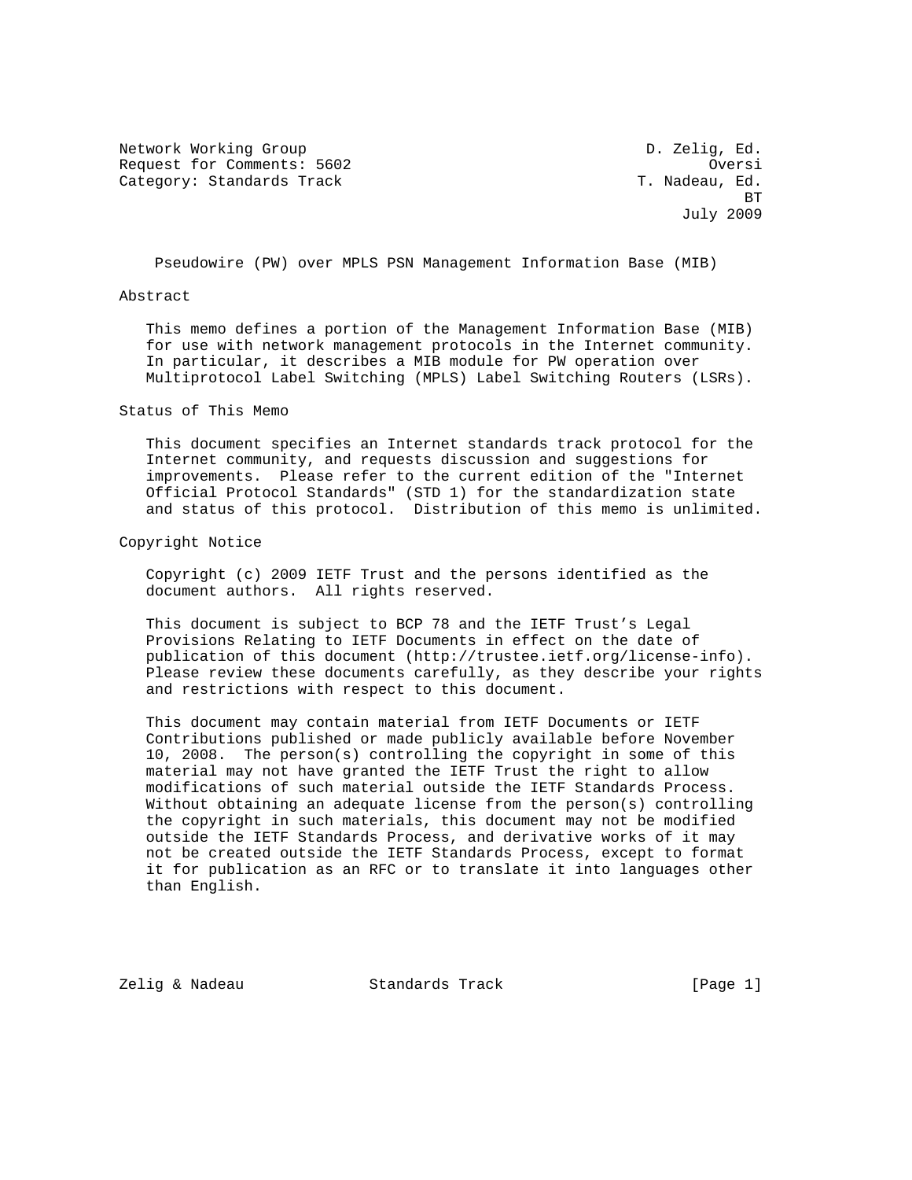Network Working Group D. Zelig, Ed.
Request for Comments: 5602 Oversi
Category: Standards Track T. Nadeau, Ed.
BT
July 2009

# Pseudowire (PW) over MPLS PSN Management Information Base (MIB)

## Abstract

This memo defines a portion of the Management Information Base (MIB) for use with network management protocols in the Internet community. In particular, it describes a MIB module for PW operation over Multiprotocol Label Switching (MPLS) Label Switching Routers (LSRs).

## Status of This Memo

This document specifies an Internet standards track protocol for the Internet community, and requests discussion and suggestions for improvements. Please refer to the current edition of the "Internet Official Protocol Standards" (STD 1) for the standardization state and status of this protocol. Distribution of this memo is unlimited.

## Copyright Notice

Copyright (c) 2009 IETF Trust and the persons identified as the document authors. All rights reserved.

This document is subject to BCP 78 and the IETF Trust's Legal Provisions Relating to IETF Documents in effect on the date of publication of this document (http://trustee.ietf.org/license-info). Please review these documents carefully, as they describe your rights and restrictions with respect to this document.

This document may contain material from IETF Documents or IETF Contributions published or made publicly available before November 10, 2008. The person(s) controlling the copyright in some of this material may not have granted the IETF Trust the right to allow modifications of such material outside the IETF Standards Process. Without obtaining an adequate license from the person(s) controlling the copyright in such materials, this document may not be modified outside the IETF Standards Process, and derivative works of it may not be created outside the IETF Standards Process, except to format it for publication as an RFC or to translate it into languages other than English.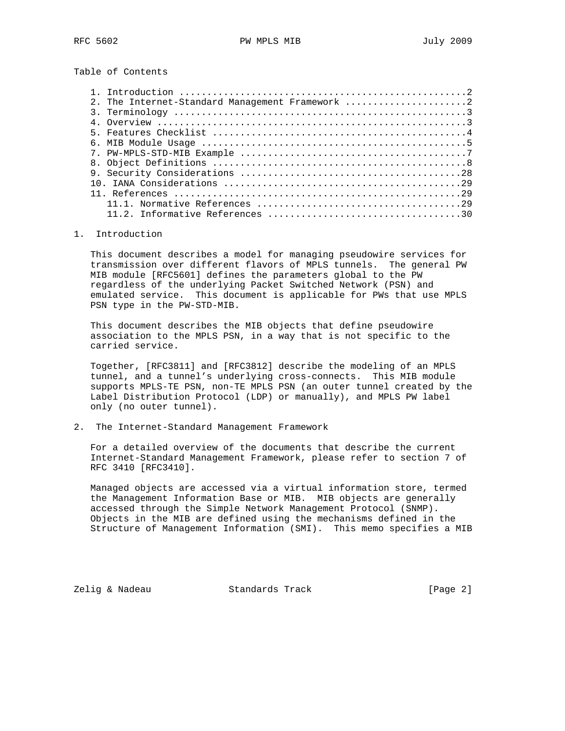Table of Contents

1. Introduction ....................................................2
2. The Internet-Standard Management Framework ......................2
3. Terminology .....................................................3
4. Overview ........................................................3
5. Features Checklist ..............................................4
6. MIB Module Usage ................................................5
7. PW-MPLS-STD-MIB Example .........................................7
8. Object Definitions ..............................................8
9. Security Considerations ........................................28
10. IANA Considerations ...........................................29
11. References ....................................................29
   11.1. Normative References .....................................29
   11.2. Informative References ...................................30

## 1. Introduction

This document describes a model for managing pseudowire services for transmission over different flavors of MPLS tunnels. The general PW MIB module [RFC5601] defines the parameters global to the PW regardless of the underlying Packet Switched Network (PSN) and emulated service. This document is applicable for PWs that use MPLS PSN type in the PW-STD-MIB.

This document describes the MIB objects that define pseudowire association to the MPLS PSN, in a way that is not specific to the carried service.

Together, [RFC3811] and [RFC3812] describe the modeling of an MPLS tunnel, and a tunnel's underlying cross-connects. This MIB module supports MPLS-TE PSN, non-TE MPLS PSN (an outer tunnel created by the Label Distribution Protocol (LDP) or manually), and MPLS PW label only (no outer tunnel).

## 2. The Internet-Standard Management Framework

For a detailed overview of the documents that describe the current Internet-Standard Management Framework, please refer to section 7 of RFC 3410 [RFC3410].

Managed objects are accessed via a virtual information store, termed the Management Information Base or MIB. MIB objects are generally accessed through the Simple Network Management Protocol (SNMP). Objects in the MIB are defined using the mechanisms defined in the Structure of Management Information (SMI). This memo specifies a MIB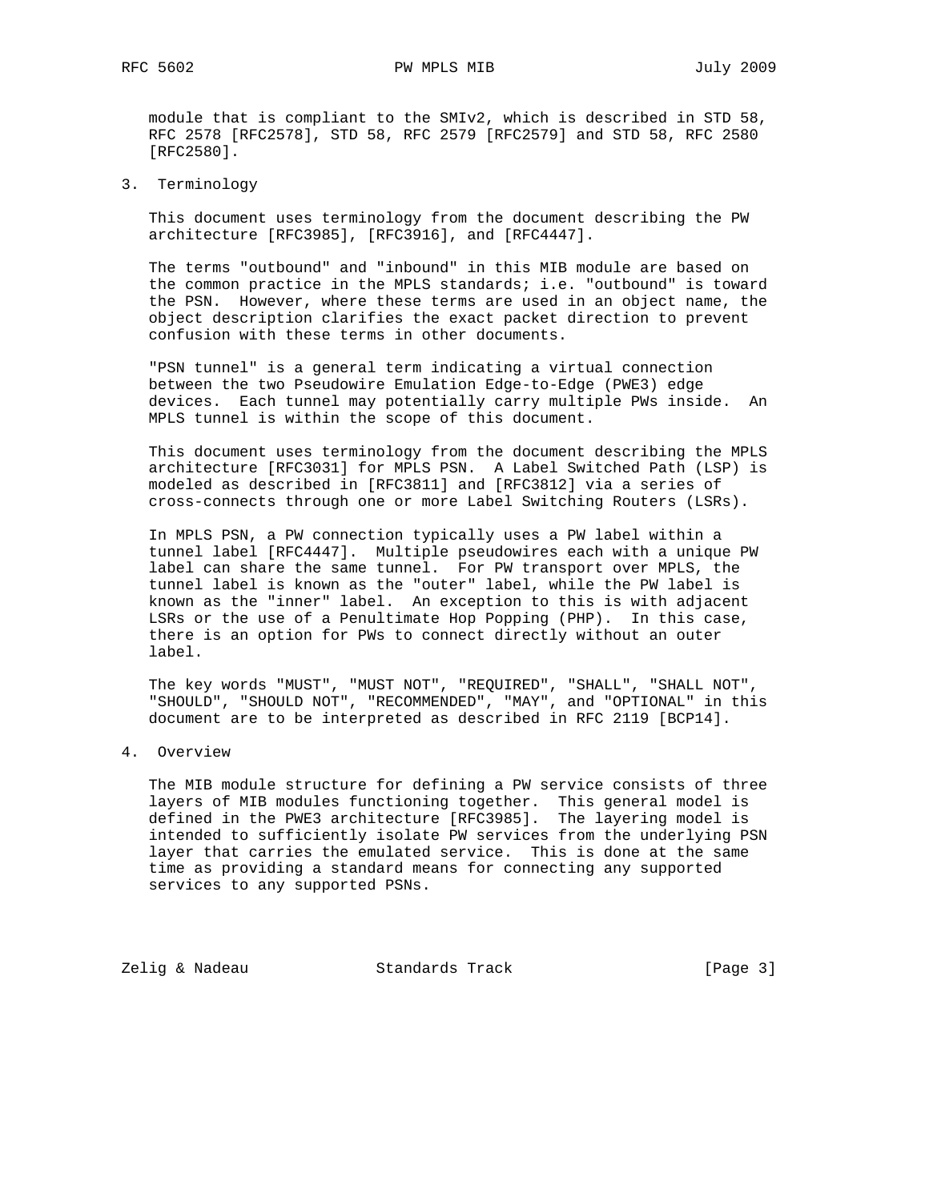module that is compliant to the SMIv2, which is described in STD 58, RFC 2578 [RFC2578], STD 58, RFC 2579 [RFC2579] and STD 58, RFC 2580 [RFC2580].

## 3. Terminology

This document uses terminology from the document describing the PW architecture [RFC3985], [RFC3916], and [RFC4447].

The terms "outbound" and "inbound" in this MIB module are based on the common practice in the MPLS standards; i.e. "outbound" is toward the PSN. However, where these terms are used in an object name, the object description clarifies the exact packet direction to prevent confusion with these terms in other documents.

"PSN tunnel" is a general term indicating a virtual connection between the two Pseudowire Emulation Edge-to-Edge (PWE3) edge devices. Each tunnel may potentially carry multiple PWs inside. An MPLS tunnel is within the scope of this document.

This document uses terminology from the document describing the MPLS architecture [RFC3031] for MPLS PSN. A Label Switched Path (LSP) is modeled as described in [RFC3811] and [RFC3812] via a series of cross-connects through one or more Label Switching Routers (LSRs).

In MPLS PSN, a PW connection typically uses a PW label within a tunnel label [RFC4447]. Multiple pseudowires each with a unique PW label can share the same tunnel. For PW transport over MPLS, the tunnel label is known as the "outer" label, while the PW label is known as the "inner" label. An exception to this is with adjacent LSRs or the use of a Penultimate Hop Popping (PHP). In this case, there is an option for PWs to connect directly without an outer label.

The key words "MUST", "MUST NOT", "REQUIRED", "SHALL", "SHALL NOT", "SHOULD", "SHOULD NOT", "RECOMMENDED", "MAY", and "OPTIONAL" in this document are to be interpreted as described in RFC 2119 [BCP14].

## 4. Overview

The MIB module structure for defining a PW service consists of three layers of MIB modules functioning together. This general model is defined in the PWE3 architecture [RFC3985]. The layering model is intended to sufficiently isolate PW services from the underlying PSN layer that carries the emulated service. This is done at the same time as providing a standard means for connecting any supported services to any supported PSNs.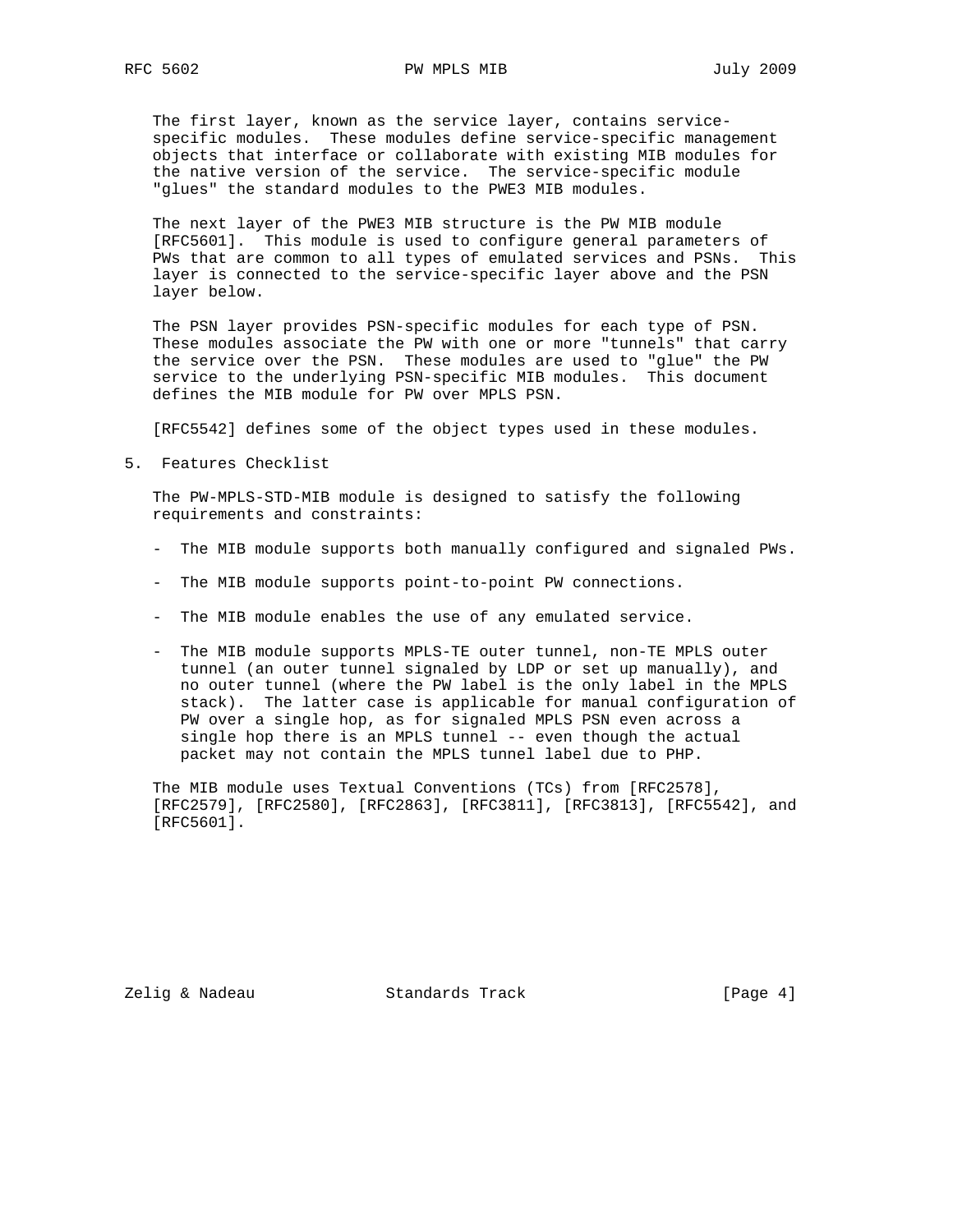The first layer, known as the service layer, contains service-specific modules. These modules define service-specific management objects that interface or collaborate with existing MIB modules for the native version of the service. The service-specific module "glues" the standard modules to the PWE3 MIB modules.

The next layer of the PWE3 MIB structure is the PW MIB module [RFC5601]. This module is used to configure general parameters of PWs that are common to all types of emulated services and PSNs. This layer is connected to the service-specific layer above and the PSN layer below.

The PSN layer provides PSN-specific modules for each type of PSN. These modules associate the PW with one or more "tunnels" that carry the service over the PSN. These modules are used to "glue" the PW service to the underlying PSN-specific MIB modules. This document defines the MIB module for PW over MPLS PSN.

[RFC5542] defines some of the object types used in these modules.

## 5. Features Checklist

The PW-MPLS-STD-MIB module is designed to satisfy the following requirements and constraints:

- The MIB module supports both manually configured and signaled PWs.
- The MIB module supports point-to-point PW connections.
- The MIB module enables the use of any emulated service.
- The MIB module supports MPLS-TE outer tunnel, non-TE MPLS outer tunnel (an outer tunnel signaled by LDP or set up manually), and no outer tunnel (where the PW label is the only label in the MPLS stack). The latter case is applicable for manual configuration of PW over a single hop, as for signaled MPLS PSN even across a single hop there is an MPLS tunnel -- even though the actual packet may not contain the MPLS tunnel label due to PHP.

The MIB module uses Textual Conventions (TCs) from [RFC2578], [RFC2579], [RFC2580], [RFC2863], [RFC3811], [RFC3813], [RFC5542], and [RFC5601].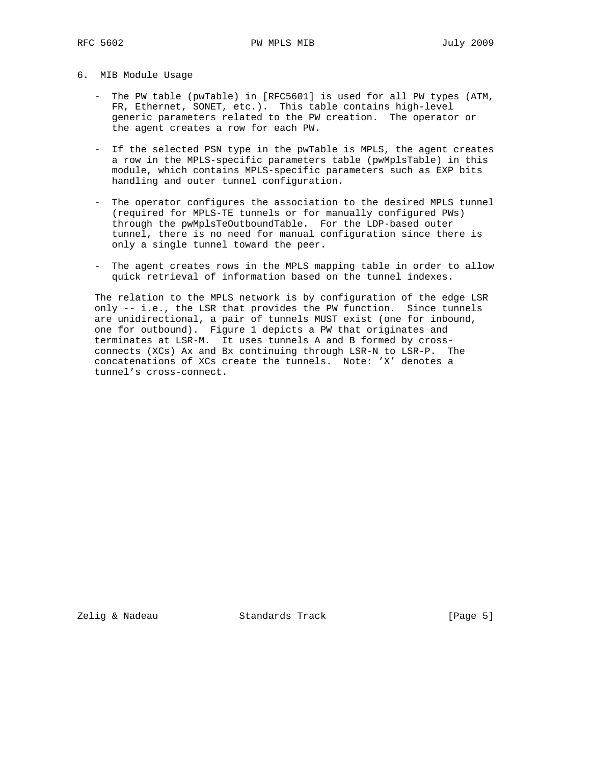## 6. MIB Module Usage

- The PW table (pwTable) in [RFC5601] is used for all PW types (ATM, FR, Ethernet, SONET, etc.). This table contains high-level generic parameters related to the PW creation. The operator or the agent creates a row for each PW.

- If the selected PSN type in the pwTable is MPLS, the agent creates a row in the MPLS-specific parameters table (pwMplsTable) in this module, which contains MPLS-specific parameters such as EXP bits handling and outer tunnel configuration.

- The operator configures the association to the desired MPLS tunnel (required for MPLS-TE tunnels or for manually configured PWs) through the pwMplsTeOutboundTable. For the LDP-based outer tunnel, there is no need for manual configuration since there is only a single tunnel toward the peer.

- The agent creates rows in the MPLS mapping table in order to allow quick retrieval of information based on the tunnel indexes.

The relation to the MPLS network is by configuration of the edge LSR only -- i.e., the LSR that provides the PW function. Since tunnels are unidirectional, a pair of tunnels MUST exist (one for inbound, one for outbound). Figure 1 depicts a PW that originates and terminates at LSR-M. It uses tunnels A and B formed by cross-connects (XCs) Ax and Bx continuing through LSR-N to LSR-P. The concatenations of XCs create the tunnels. Note: 'X' denotes a tunnel's cross-connect.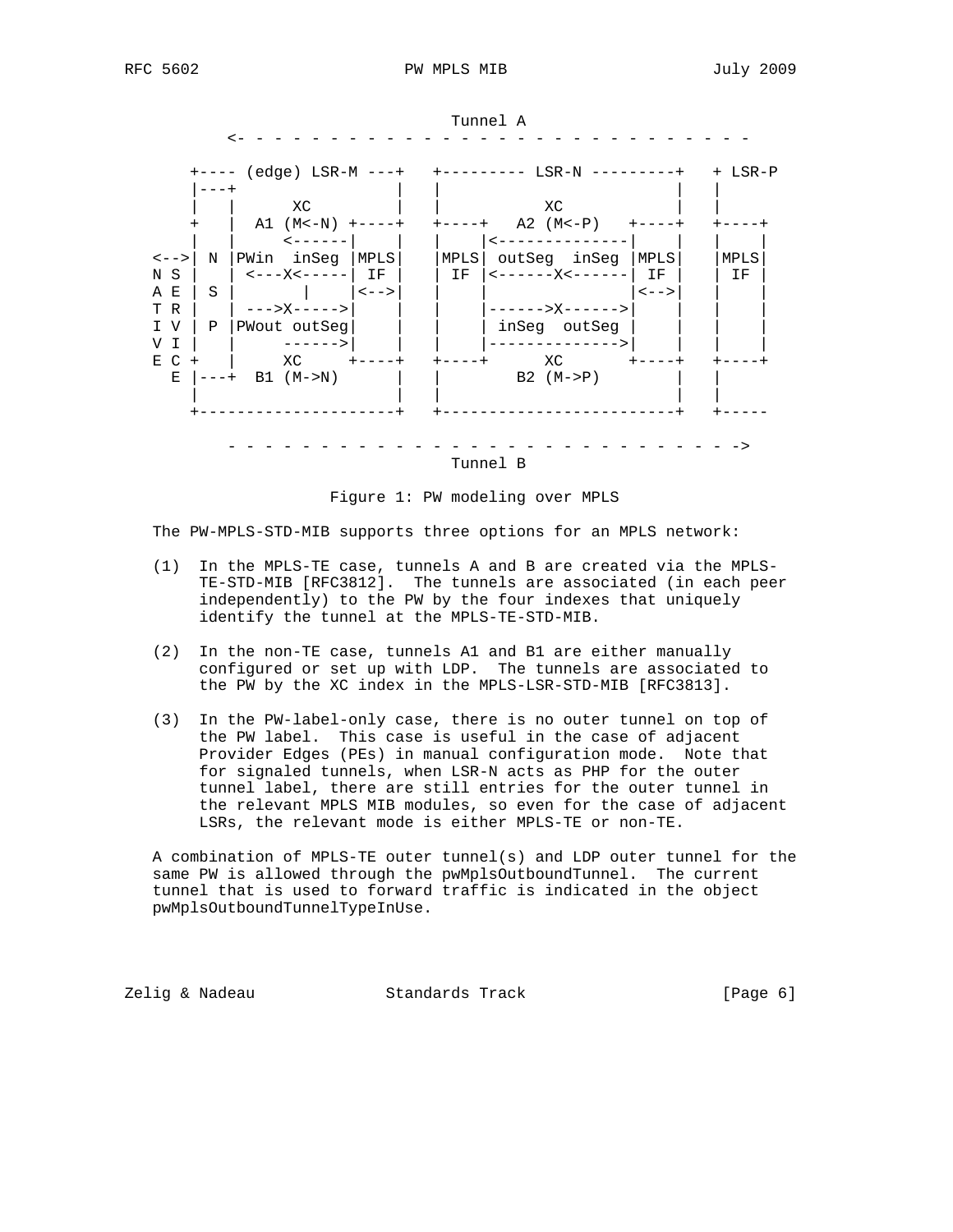```
                                      Tunnel A
            <- - - - - - - - - - - - - - - - - - - - - - - - - - - - -

         +---- (edge) LSR-M ---+   +--------- LSR-N ---------+   + LSR-P
         |---+                 |   |                         |   |
         |   |      XC         |   |           XC            |   |
         +   |  A1 (M<-N) +----+   +----+   A2 (M<-P)   +----+   +----+
         |   |      <------|   |   |    |<--------------|    |   |    |
     <-->| N |PWin  inSeg |MPLS|   |MPLS| outSeg  inSeg |MPLS|   |MPLS|
     N S |   | <---X<-----| IF |   | IF |<------X<------| IF |   | IF |
     A E | S |        |   |<-->|   |    |               |<-->|   |    |
     T R |   | --->X----->|    |   |    |------>X------>|    |   |    |
     I V | P |PWout outSeg|    |   |    | inSeg  outSeg |    |   |    |
     V I |   |      ------>|   |   |    |-------------->|    |   |    |
     E C +   |      XC     +----+   +----+      XC       +----+   +----+
       E |---+  B1 (M->N)      |   |         B2 (M->P)       |   |
         |                     |   |                         |   |
         +---------------------+   +-------------------------+   +-----

            - - - - - - - - - - - - - - - - - - - - - - - - - - - ->
                                      Tunnel B
```

Figure 1: PW modeling over MPLS

The PW-MPLS-STD-MIB supports three options for an MPLS network:

(1) In the MPLS-TE case, tunnels A and B are created via the MPLS-TE-STD-MIB [RFC3812]. The tunnels are associated (in each peer independently) to the PW by the four indexes that uniquely identify the tunnel at the MPLS-TE-STD-MIB.

(2) In the non-TE case, tunnels A1 and B1 are either manually configured or set up with LDP. The tunnels are associated to the PW by the XC index in the MPLS-LSR-STD-MIB [RFC3813].

(3) In the PW-label-only case, there is no outer tunnel on top of the PW label. This case is useful in the case of adjacent Provider Edges (PEs) in manual configuration mode. Note that for signaled tunnels, when LSR-N acts as PHP for the outer tunnel label, there are still entries for the outer tunnel in the relevant MPLS MIB modules, so even for the case of adjacent LSRs, the relevant mode is either MPLS-TE or non-TE.

A combination of MPLS-TE outer tunnel(s) and LDP outer tunnel for the same PW is allowed through the pwMplsOutboundTunnel. The current tunnel that is used to forward traffic is indicated in the object pwMplsOutboundTunnelTypeInUse.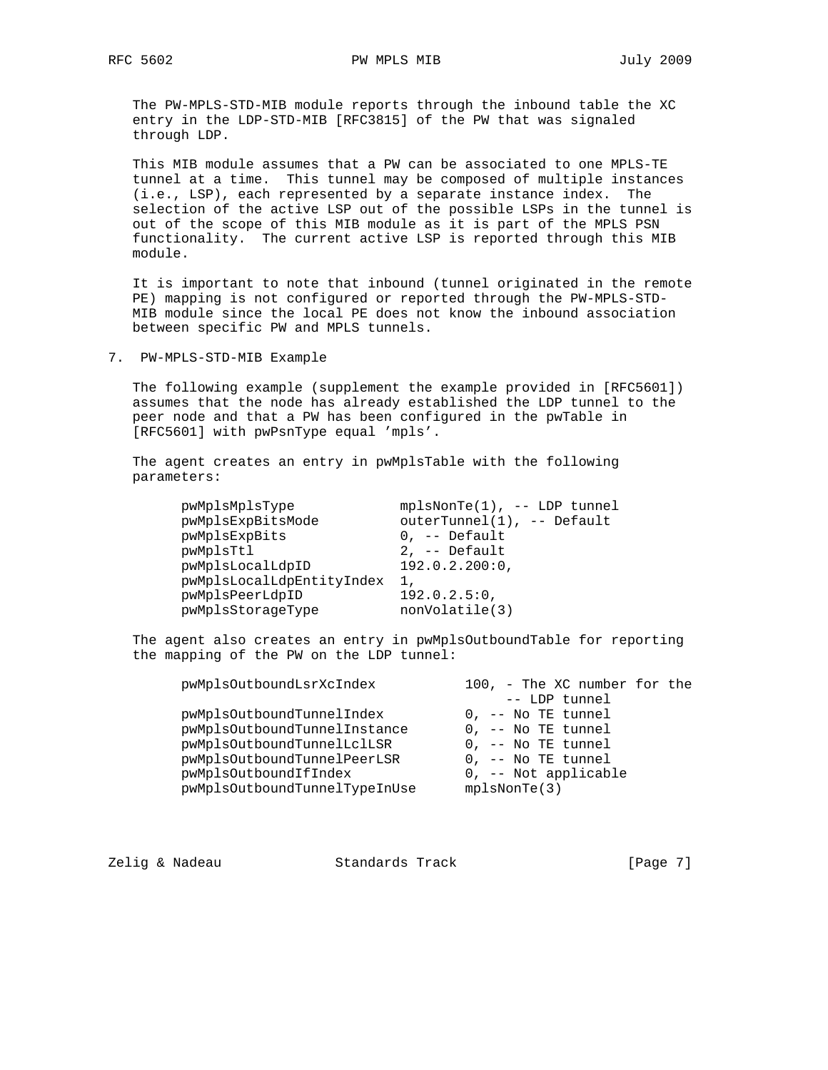The PW-MPLS-STD-MIB module reports through the inbound table the XC entry in the LDP-STD-MIB [RFC3815] of the PW that was signaled through LDP.

This MIB module assumes that a PW can be associated to one MPLS-TE tunnel at a time. This tunnel may be composed of multiple instances (i.e., LSP), each represented by a separate instance index. The selection of the active LSP out of the possible LSPs in the tunnel is out of the scope of this MIB module as it is part of the MPLS PSN functionality. The current active LSP is reported through this MIB module.

It is important to note that inbound (tunnel originated in the remote PE) mapping is not configured or reported through the PW-MPLS-STD-MIB module since the local PE does not know the inbound association between specific PW and MPLS tunnels.

## 7. PW-MPLS-STD-MIB Example

The following example (supplement the example provided in [RFC5601]) assumes that the node has already established the LDP tunnel to the peer node and that a PW has been configured in the pwTable in [RFC5601] with pwPsnType equal 'mpls'.

The agent creates an entry in pwMplsTable with the following parameters:

```
pwMplsMplsType             mplsNonTe(1), -- LDP tunnel
pwMplsExpBitsMode          outerTunnel(1), -- Default
pwMplsExpBits              0, -- Default
pwMplsTtl                  2, -- Default
pwMplsLocalLdpID           192.0.2.200:0,
pwMplsLocalLdpEntityIndex  1,
pwMplsPeerLdpID            192.0.2.5:0,
pwMplsStorageType          nonVolatile(3)
```

The agent also creates an entry in pwMplsOutboundTable for reporting the mapping of the PW on the LDP tunnel:

```
pwMplsOutboundLsrXcIndex           100, - The XC number for the
                                        -- LDP tunnel
pwMplsOutboundTunnelIndex          0, -- No TE tunnel
pwMplsOutboundTunnelInstance       0, -- No TE tunnel
pwMplsOutboundTunnelLclLSR         0, -- No TE tunnel
pwMplsOutboundTunnelPeerLSR        0, -- No TE tunnel
pwMplsOutboundIfIndex              0, -- Not applicable
pwMplsOutboundTunnelTypeInUse      mplsNonTe(3)
```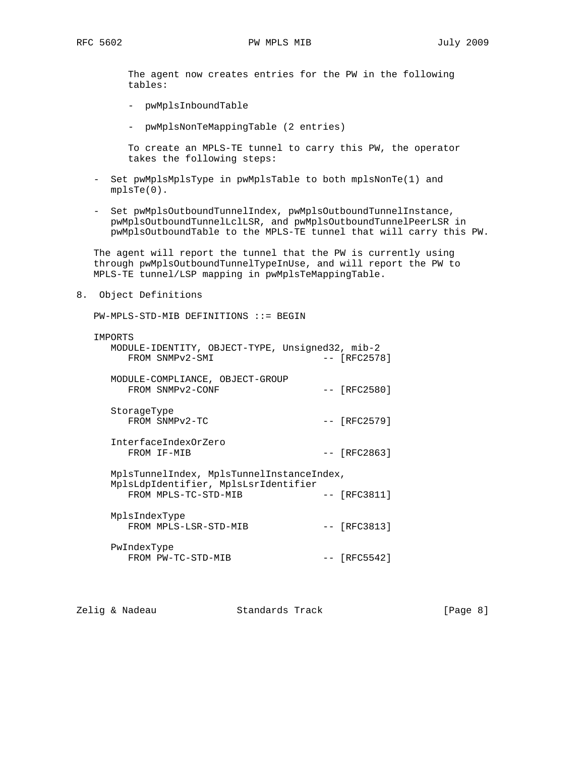The agent now creates entries for the PW in the following tables:

- pwMplsInboundTable

- pwMplsNonTeMappingTable (2 entries)

To create an MPLS-TE tunnel to carry this PW, the operator takes the following steps:

- Set pwMplsMplsType in pwMplsTable to both mplsNonTe(1) and mplsTe(0).

- Set pwMplsOutboundTunnelIndex, pwMplsOutboundTunnelInstance, pwMplsOutboundTunnelLclLSR, and pwMplsOutboundTunnelPeerLSR in pwMplsOutboundTable to the MPLS-TE tunnel that will carry this PW.

The agent will report the tunnel that the PW is currently using through pwMplsOutboundTunnelTypeInUse, and will report the PW to MPLS-TE tunnel/LSP mapping in pwMplsTeMappingTable.

## 8. Object Definitions

```
PW-MPLS-STD-MIB DEFINITIONS ::= BEGIN

IMPORTS
   MODULE-IDENTITY, OBJECT-TYPE, Unsigned32, mib-2
      FROM SNMPv2-SMI                    -- [RFC2578]

   MODULE-COMPLIANCE, OBJECT-GROUP
      FROM SNMPv2-CONF                   -- [RFC2580]

   StorageType
      FROM SNMPv2-TC                     -- [RFC2579]

   InterfaceIndexOrZero
      FROM IF-MIB                        -- [RFC2863]

   MplsTunnelIndex, MplsTunnelInstanceIndex,
   MplsLdpIdentifier, MplsLsrIdentifier
      FROM MPLS-TC-STD-MIB               -- [RFC3811]

   MplsIndexType
      FROM MPLS-LSR-STD-MIB              -- [RFC3813]

   PwIndexType
      FROM PW-TC-STD-MIB                 -- [RFC5542]
```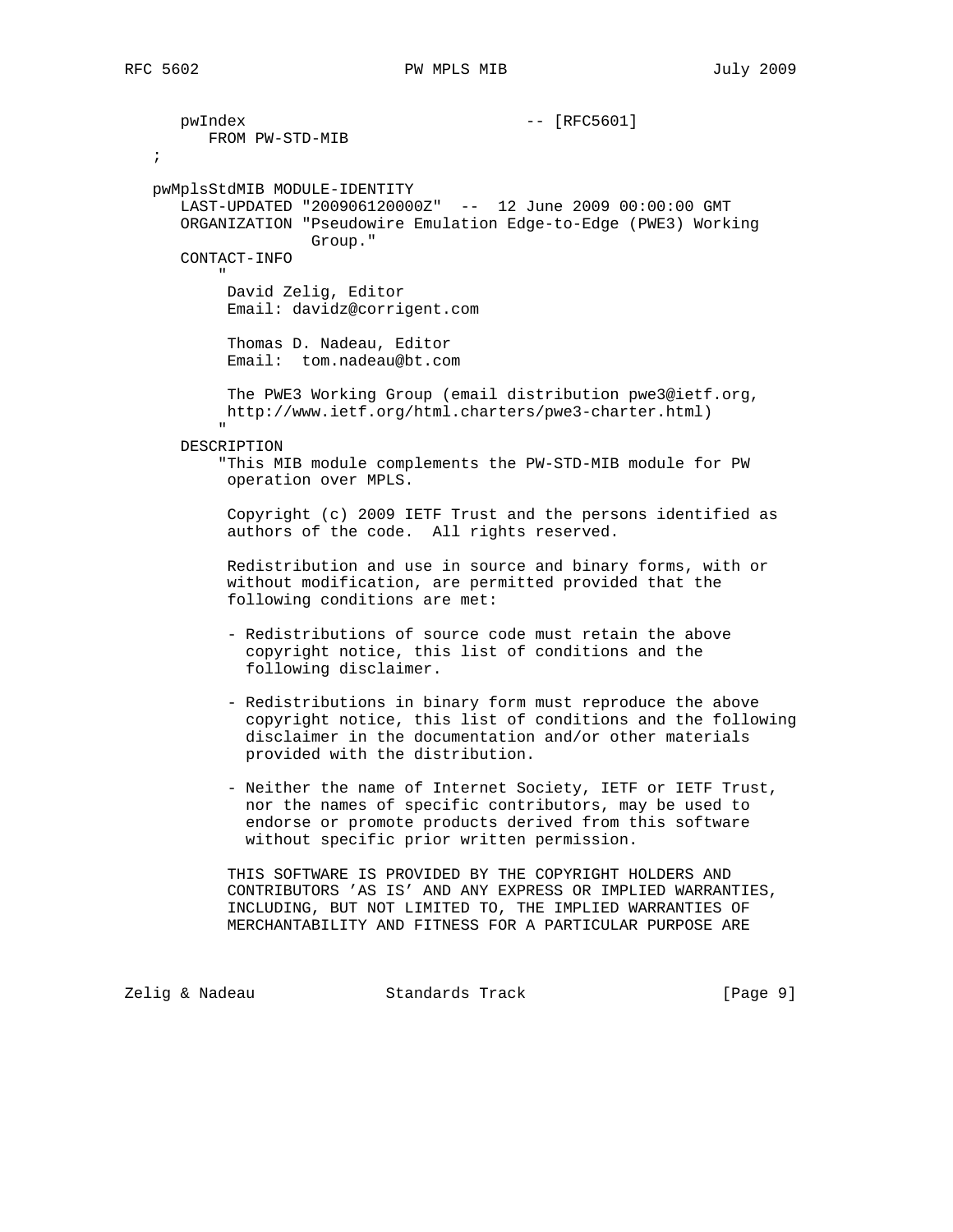```
      pwIndex                               -- [RFC5601]
         FROM PW-STD-MIB
   ;

   pwMplsStdMIB MODULE-IDENTITY
      LAST-UPDATED "200906120000Z"  --  12 June 2009 00:00:00 GMT
      ORGANIZATION "Pseudowire Emulation Edge-to-Edge (PWE3) Working
                    Group."
      CONTACT-INFO
          "
           David Zelig, Editor
           Email: davidz@corrigent.com

           Thomas D. Nadeau, Editor
           Email:  tom.nadeau@bt.com

           The PWE3 Working Group (email distribution pwe3@ietf.org,
           http://www.ietf.org/html.charters/pwe3-charter.html)
          "
      DESCRIPTION
          "This MIB module complements the PW-STD-MIB module for PW
           operation over MPLS.

           Copyright (c) 2009 IETF Trust and the persons identified as
           authors of the code.  All rights reserved.

           Redistribution and use in source and binary forms, with or
           without modification, are permitted provided that the
           following conditions are met:

           - Redistributions of source code must retain the above
             copyright notice, this list of conditions and the
             following disclaimer.

           - Redistributions in binary form must reproduce the above
             copyright notice, this list of conditions and the following
             disclaimer in the documentation and/or other materials
             provided with the distribution.

           - Neither the name of Internet Society, IETF or IETF Trust,
             nor the names of specific contributors, may be used to
             endorse or promote products derived from this software
             without specific prior written permission.

           THIS SOFTWARE IS PROVIDED BY THE COPYRIGHT HOLDERS AND
           CONTRIBUTORS 'AS IS' AND ANY EXPRESS OR IMPLIED WARRANTIES,
           INCLUDING, BUT NOT LIMITED TO, THE IMPLIED WARRANTIES OF
           MERCHANTABILITY AND FITNESS FOR A PARTICULAR PURPOSE ARE
```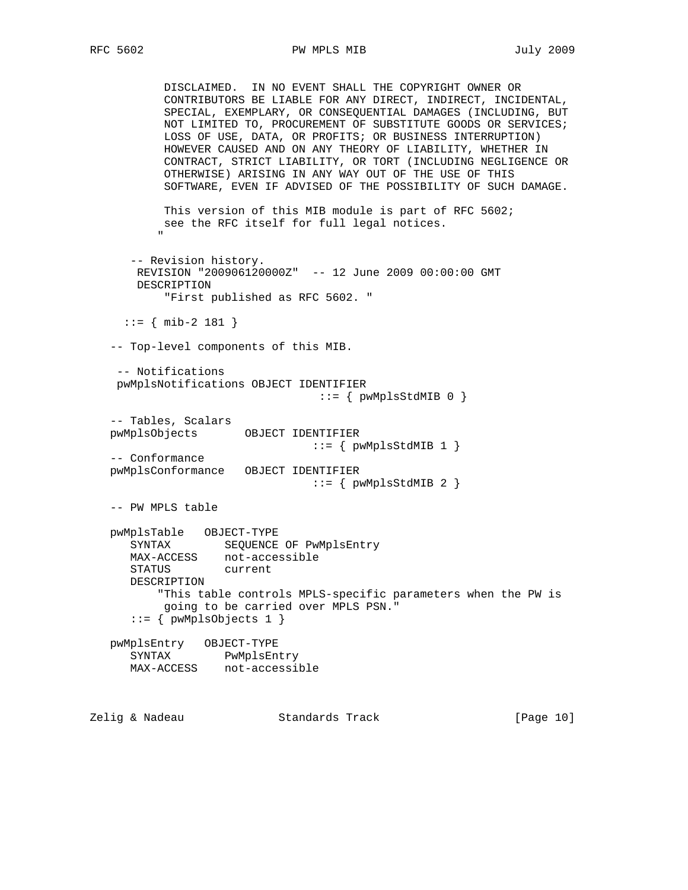```
           DISCLAIMED.  IN NO EVENT SHALL THE COPYRIGHT OWNER OR
           CONTRIBUTORS BE LIABLE FOR ANY DIRECT, INDIRECT, INCIDENTAL,
           SPECIAL, EXEMPLARY, OR CONSEQUENTIAL DAMAGES (INCLUDING, BUT
           NOT LIMITED TO, PROCUREMENT OF SUBSTITUTE GOODS OR SERVICES;
           LOSS OF USE, DATA, OR PROFITS; OR BUSINESS INTERRUPTION)
           HOWEVER CAUSED AND ON ANY THEORY OF LIABILITY, WHETHER IN
           CONTRACT, STRICT LIABILITY, OR TORT (INCLUDING NEGLIGENCE OR
           OTHERWISE) ARISING IN ANY WAY OUT OF THE USE OF THIS
           SOFTWARE, EVEN IF ADVISED OF THE POSSIBILITY OF SUCH DAMAGE.

           This version of this MIB module is part of RFC 5602;
           see the RFC itself for full legal notices.
          "

      -- Revision history.
       REVISION "200906120000Z"  -- 12 June 2009 00:00:00 GMT
       DESCRIPTION
           "First published as RFC 5602. "

     ::= { mib-2 181 }

   -- Top-level components of this MIB.

    -- Notifications
    pwMplsNotifications OBJECT IDENTIFIER
                                   ::= { pwMplsStdMIB 0 }

   -- Tables, Scalars
   pwMplsObjects       OBJECT IDENTIFIER
                                  ::= { pwMplsStdMIB 1 }
   -- Conformance
   pwMplsConformance   OBJECT IDENTIFIER
                                  ::= { pwMplsStdMIB 2 }

   -- PW MPLS table

   pwMplsTable   OBJECT-TYPE
      SYNTAX        SEQUENCE OF PwMplsEntry
      MAX-ACCESS    not-accessible
      STATUS        current
      DESCRIPTION
          "This table controls MPLS-specific parameters when the PW is
           going to be carried over MPLS PSN."
      ::= { pwMplsObjects 1 }

   pwMplsEntry   OBJECT-TYPE
      SYNTAX        PwMplsEntry
      MAX-ACCESS    not-accessible
```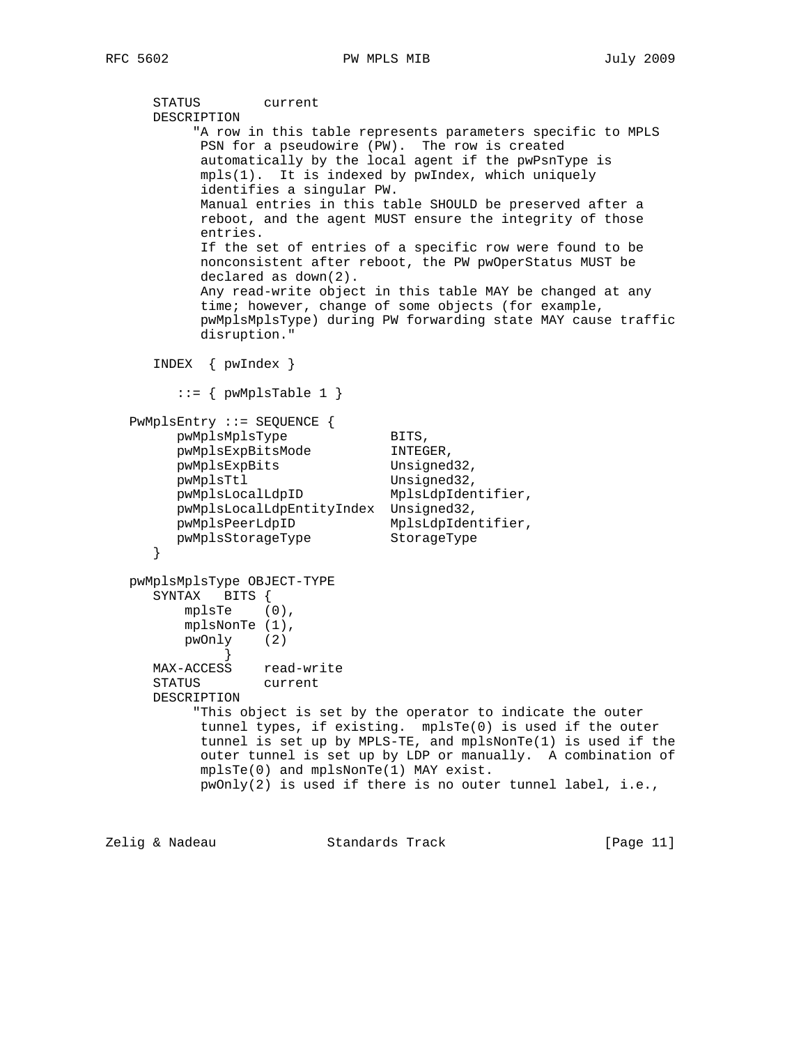```
      STATUS        current
      DESCRIPTION
           "A row in this table represents parameters specific to MPLS
            PSN for a pseudowire (PW).  The row is created
            automatically by the local agent if the pwPsnType is
            mpls(1).  It is indexed by pwIndex, which uniquely
            identifies a singular PW.
            Manual entries in this table SHOULD be preserved after a
            reboot, and the agent MUST ensure the integrity of those
            entries.
            If the set of entries of a specific row were found to be
            nonconsistent after reboot, the PW pwOperStatus MUST be
            declared as down(2).
            Any read-write object in this table MAY be changed at any
            time; however, change of some objects (for example,
            pwMplsMplsType) during PW forwarding state MAY cause traffic
            disruption."

      INDEX  { pwIndex }

         ::= { pwMplsTable 1 }

   PwMplsEntry ::= SEQUENCE {
         pwMplsMplsType             BITS,
         pwMplsExpBitsMode          INTEGER,
         pwMplsExpBits              Unsigned32,
         pwMplsTtl                  Unsigned32,
         pwMplsLocalLdpID           MplsLdpIdentifier,
         pwMplsLocalLdpEntityIndex  Unsigned32,
         pwMplsPeerLdpID            MplsLdpIdentifier,
         pwMplsStorageType          StorageType
      }

   pwMplsMplsType OBJECT-TYPE
      SYNTAX   BITS {
          mplsTe    (0),
          mplsNonTe (1),
          pwOnly    (2)
               }
      MAX-ACCESS    read-write
      STATUS        current
      DESCRIPTION
           "This object is set by the operator to indicate the outer
            tunnel types, if existing.  mplsTe(0) is used if the outer
            tunnel is set up by MPLS-TE, and mplsNonTe(1) is used if the
            outer tunnel is set up by LDP or manually.  A combination of
            mplsTe(0) and mplsNonTe(1) MAY exist.
            pwOnly(2) is used if there is no outer tunnel label, i.e.,
```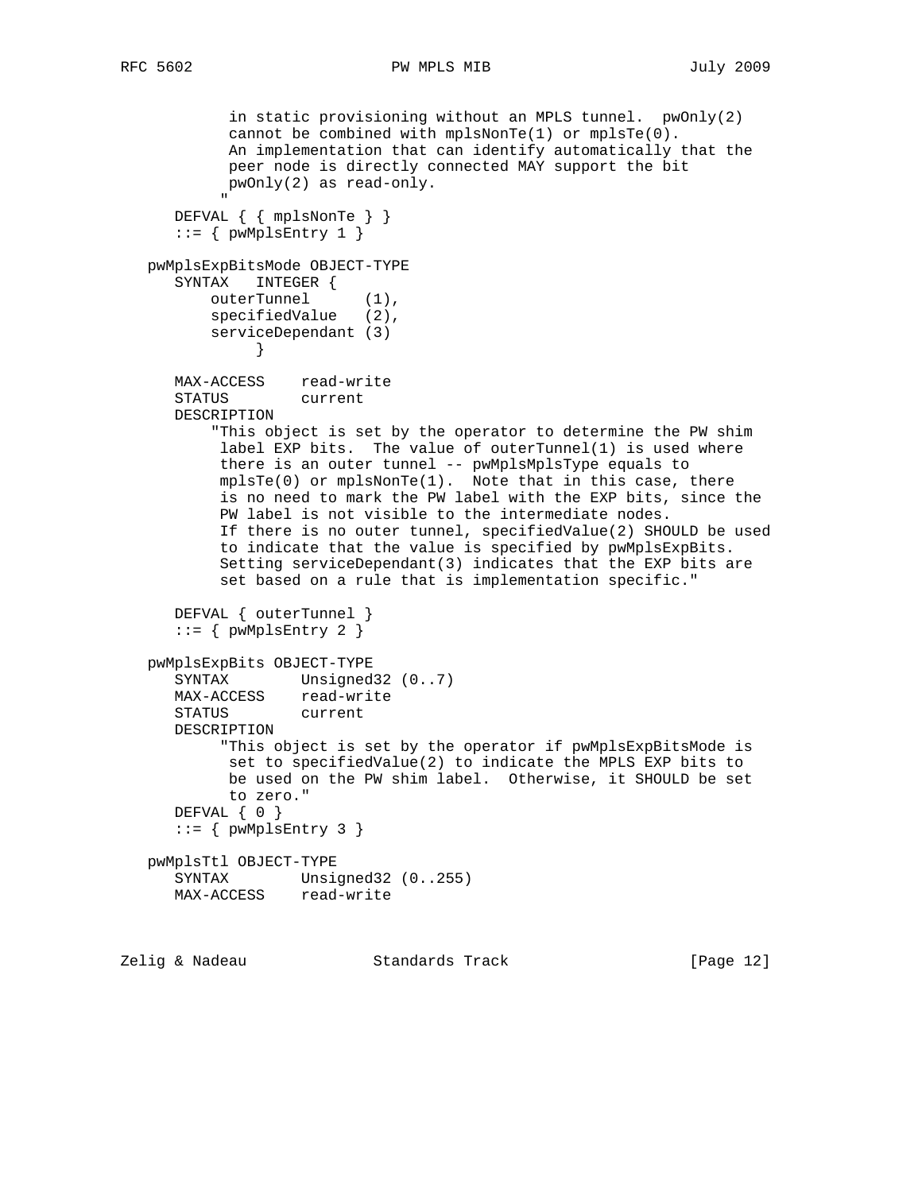```
           in static provisioning without an MPLS tunnel.  pwOnly(2)
           cannot be combined with mplsNonTe(1) or mplsTe(0).
           An implementation that can identify automatically that the
           peer node is directly connected MAY support the bit
           pwOnly(2) as read-only.
          "
      DEFVAL { { mplsNonTe } }
      ::= { pwMplsEntry 1 }

   pwMplsExpBitsMode OBJECT-TYPE
      SYNTAX   INTEGER {
          outerTunnel      (1),
          specifiedValue   (2),
          serviceDependant (3)
               }

      MAX-ACCESS    read-write
      STATUS        current
      DESCRIPTION
          "This object is set by the operator to determine the PW shim
           label EXP bits.  The value of outerTunnel(1) is used where
           there is an outer tunnel -- pwMplsMplsType equals to
           mplsTe(0) or mplsNonTe(1).  Note that in this case, there
           is no need to mark the PW label with the EXP bits, since the
           PW label is not visible to the intermediate nodes.
           If there is no outer tunnel, specifiedValue(2) SHOULD be used
           to indicate that the value is specified by pwMplsExpBits.
           Setting serviceDependant(3) indicates that the EXP bits are
           set based on a rule that is implementation specific."

      DEFVAL { outerTunnel }
      ::= { pwMplsEntry 2 }

   pwMplsExpBits OBJECT-TYPE
      SYNTAX        Unsigned32 (0..7)
      MAX-ACCESS    read-write
      STATUS        current
      DESCRIPTION
           "This object is set by the operator if pwMplsExpBitsMode is
            set to specifiedValue(2) to indicate the MPLS EXP bits to
            be used on the PW shim label.  Otherwise, it SHOULD be set
            to zero."
      DEFVAL { 0 }
      ::= { pwMplsEntry 3 }

   pwMplsTtl OBJECT-TYPE
      SYNTAX        Unsigned32 (0..255)
      MAX-ACCESS    read-write
```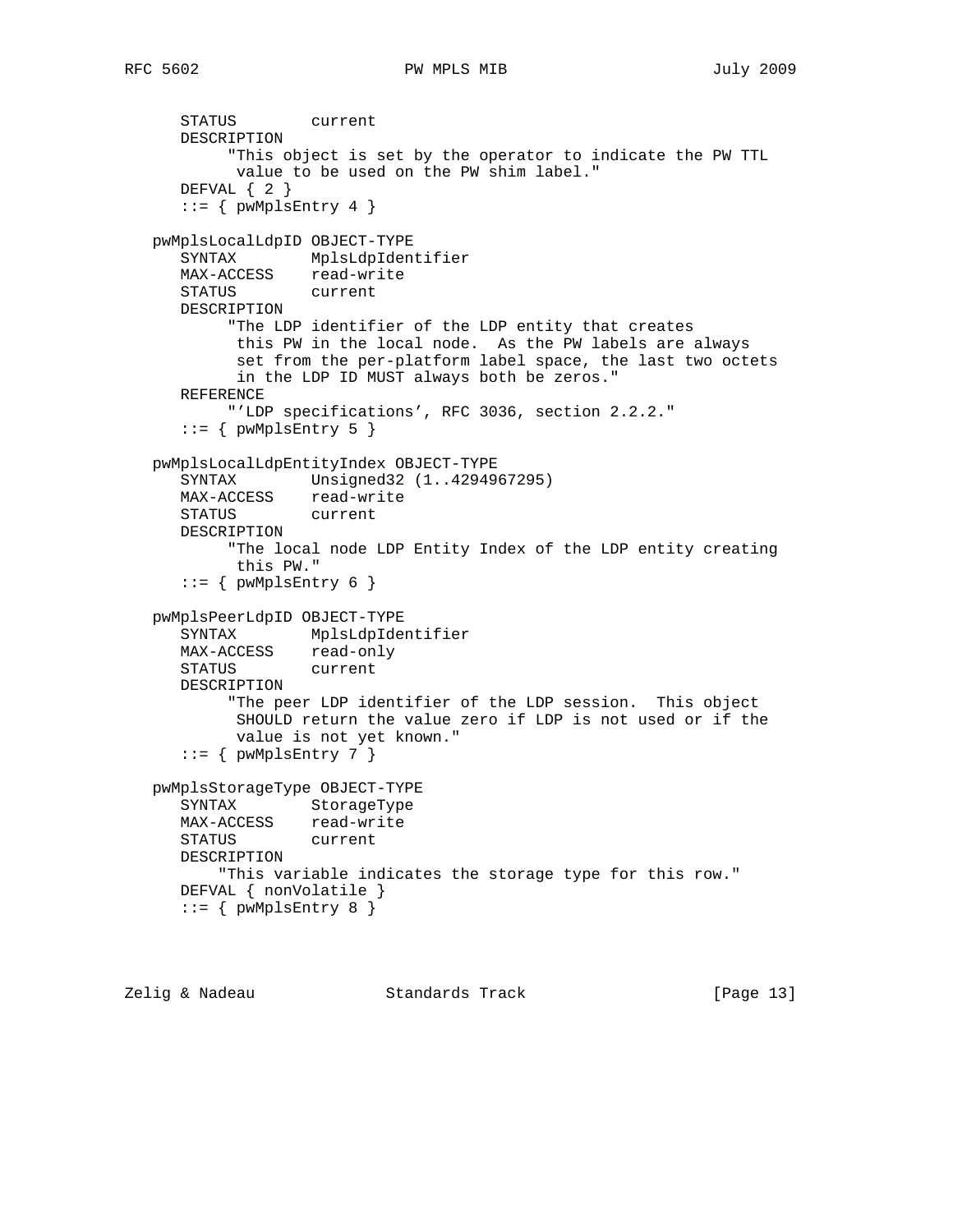```
      STATUS        current
      DESCRIPTION
           "This object is set by the operator to indicate the PW TTL
            value to be used on the PW shim label."
      DEFVAL { 2 }
      ::= { pwMplsEntry 4 }

   pwMplsLocalLdpID OBJECT-TYPE
      SYNTAX        MplsLdpIdentifier
      MAX-ACCESS    read-write
      STATUS        current
      DESCRIPTION
           "The LDP identifier of the LDP entity that creates
            this PW in the local node.  As the PW labels are always
            set from the per-platform label space, the last two octets
            in the LDP ID MUST always both be zeros."
      REFERENCE
           "'LDP specifications', RFC 3036, section 2.2.2."
      ::= { pwMplsEntry 5 }

   pwMplsLocalLdpEntityIndex OBJECT-TYPE
      SYNTAX        Unsigned32 (1..4294967295)
      MAX-ACCESS    read-write
      STATUS        current
      DESCRIPTION
           "The local node LDP Entity Index of the LDP entity creating
            this PW."
      ::= { pwMplsEntry 6 }

   pwMplsPeerLdpID OBJECT-TYPE
      SYNTAX        MplsLdpIdentifier
      MAX-ACCESS    read-only
      STATUS        current
      DESCRIPTION
           "The peer LDP identifier of the LDP session.  This object
            SHOULD return the value zero if LDP is not used or if the
            value is not yet known."
      ::= { pwMplsEntry 7 }

   pwMplsStorageType OBJECT-TYPE
      SYNTAX        StorageType
      MAX-ACCESS    read-write
      STATUS        current
      DESCRIPTION
          "This variable indicates the storage type for this row."
      DEFVAL { nonVolatile }
      ::= { pwMplsEntry 8 }
```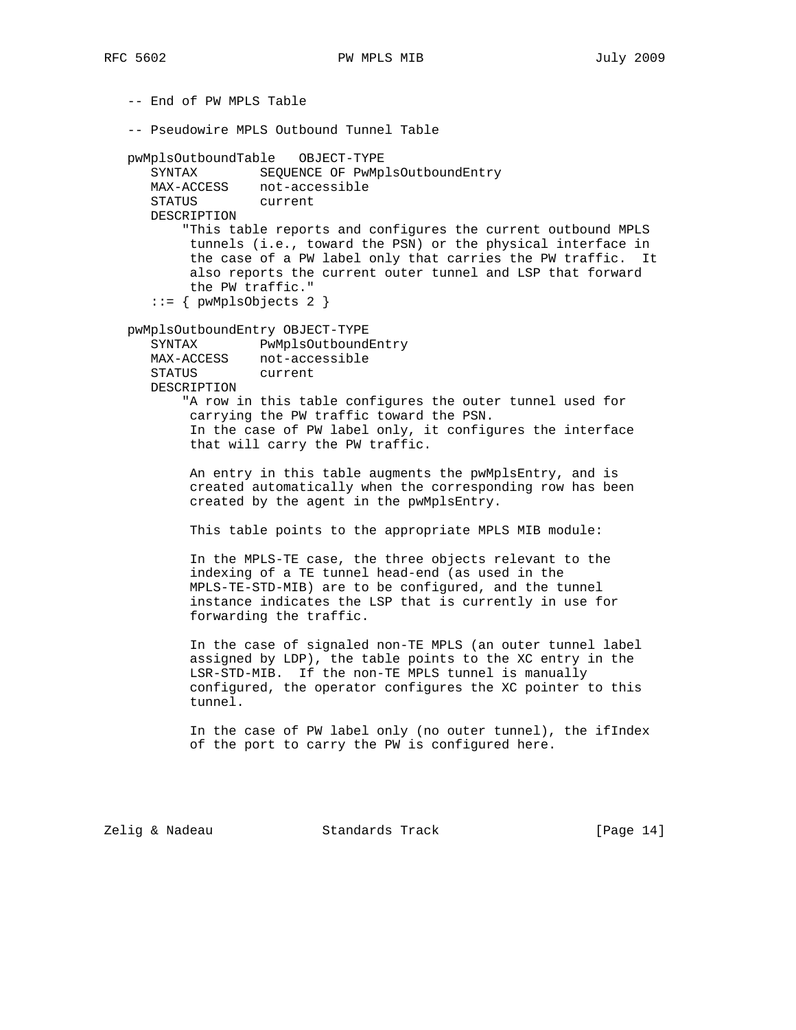```
   -- End of PW MPLS Table

   -- Pseudowire MPLS Outbound Tunnel Table

   pwMplsOutboundTable   OBJECT-TYPE
      SYNTAX        SEQUENCE OF PwMplsOutboundEntry
      MAX-ACCESS    not-accessible
      STATUS        current
      DESCRIPTION
          "This table reports and configures the current outbound MPLS
           tunnels (i.e., toward the PSN) or the physical interface in
           the case of a PW label only that carries the PW traffic.  It
           also reports the current outer tunnel and LSP that forward
           the PW traffic."
      ::= { pwMplsObjects 2 }

   pwMplsOutboundEntry OBJECT-TYPE
      SYNTAX        PwMplsOutboundEntry
      MAX-ACCESS    not-accessible
      STATUS        current
      DESCRIPTION
          "A row in this table configures the outer tunnel used for
           carrying the PW traffic toward the PSN.
           In the case of PW label only, it configures the interface
           that will carry the PW traffic.

           An entry in this table augments the pwMplsEntry, and is
           created automatically when the corresponding row has been
           created by the agent in the pwMplsEntry.

           This table points to the appropriate MPLS MIB module:

           In the MPLS-TE case, the three objects relevant to the
           indexing of a TE tunnel head-end (as used in the
           MPLS-TE-STD-MIB) are to be configured, and the tunnel
           instance indicates the LSP that is currently in use for
           forwarding the traffic.

           In the case of signaled non-TE MPLS (an outer tunnel label
           assigned by LDP), the table points to the XC entry in the
           LSR-STD-MIB.  If the non-TE MPLS tunnel is manually
           configured, the operator configures the XC pointer to this
           tunnel.

           In the case of PW label only (no outer tunnel), the ifIndex
           of the port to carry the PW is configured here.
```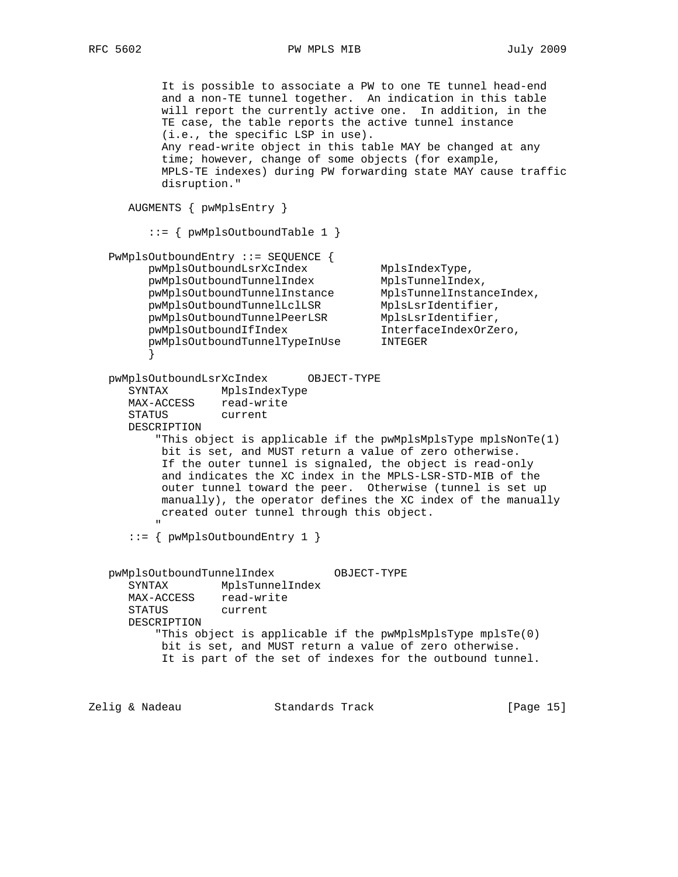```
          It is possible to associate a PW to one TE tunnel head-end
          and a non-TE tunnel together.  An indication in this table
          will report the currently active one.  In addition, in the
          TE case, the table reports the active tunnel instance
          (i.e., the specific LSP in use).
          Any read-write object in this table MAY be changed at any
          time; however, change of some objects (for example,
          MPLS-TE indexes) during PW forwarding state MAY cause traffic
          disruption."

      AUGMENTS { pwMplsEntry }

         ::= { pwMplsOutboundTable 1 }

   PwMplsOutboundEntry ::= SEQUENCE {
         pwMplsOutboundLsrXcIndex           MplsIndexType,
         pwMplsOutboundTunnelIndex          MplsTunnelIndex,
         pwMplsOutboundTunnelInstance       MplsTunnelInstanceIndex,
         pwMplsOutboundTunnelLclLSR         MplsLsrIdentifier,
         pwMplsOutboundTunnelPeerLSR        MplsLsrIdentifier,
         pwMplsOutboundIfIndex              InterfaceIndexOrZero,
         pwMplsOutboundTunnelTypeInUse      INTEGER
         }

   pwMplsOutboundLsrXcIndex      OBJECT-TYPE
      SYNTAX        MplsIndexType
      MAX-ACCESS    read-write
      STATUS        current
      DESCRIPTION
          "This object is applicable if the pwMplsMplsType mplsNonTe(1)
           bit is set, and MUST return a value of zero otherwise.
           If the outer tunnel is signaled, the object is read-only
           and indicates the XC index in the MPLS-LSR-STD-MIB of the
           outer tunnel toward the peer.  Otherwise (tunnel is set up
           manually), the operator defines the XC index of the manually
           created outer tunnel through this object.
          "
      ::= { pwMplsOutboundEntry 1 }


   pwMplsOutboundTunnelIndex         OBJECT-TYPE
      SYNTAX        MplsTunnelIndex
      MAX-ACCESS    read-write
      STATUS        current
      DESCRIPTION
          "This object is applicable if the pwMplsMplsType mplsTe(0)
           bit is set, and MUST return a value of zero otherwise.
           It is part of the set of indexes for the outbound tunnel.
```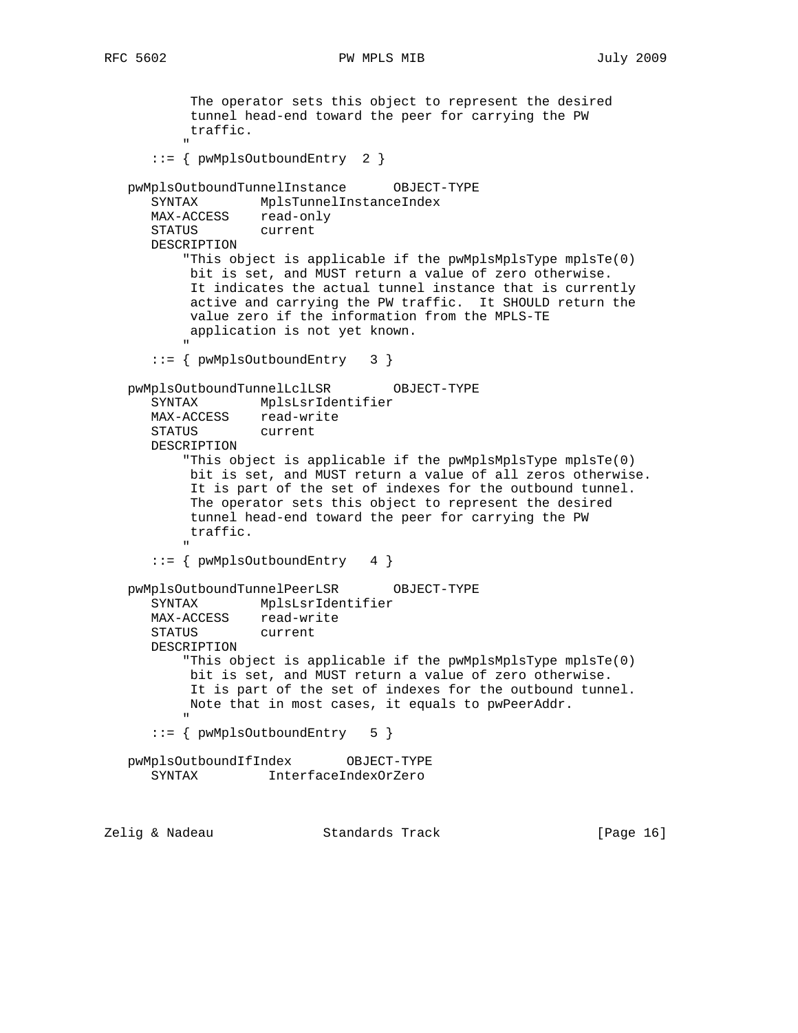```
          The operator sets this object to represent the desired
          tunnel head-end toward the peer for carrying the PW
          traffic.
         "
      ::= { pwMplsOutboundEntry  2 }

   pwMplsOutboundTunnelInstance      OBJECT-TYPE
      SYNTAX        MplsTunnelInstanceIndex
      MAX-ACCESS    read-only
      STATUS        current
      DESCRIPTION
         "This object is applicable if the pwMplsMplsType mplsTe(0)
          bit is set, and MUST return a value of zero otherwise.
          It indicates the actual tunnel instance that is currently
          active and carrying the PW traffic.  It SHOULD return the
          value zero if the information from the MPLS-TE
          application is not yet known.
         "
      ::= { pwMplsOutboundEntry   3 }

   pwMplsOutboundTunnelLclLSR        OBJECT-TYPE
      SYNTAX        MplsLsrIdentifier
      MAX-ACCESS    read-write
      STATUS        current
      DESCRIPTION
         "This object is applicable if the pwMplsMplsType mplsTe(0)
          bit is set, and MUST return a value of all zeros otherwise.
          It is part of the set of indexes for the outbound tunnel.
          The operator sets this object to represent the desired
          tunnel head-end toward the peer for carrying the PW
          traffic.
         "
      ::= { pwMplsOutboundEntry   4 }

   pwMplsOutboundTunnelPeerLSR       OBJECT-TYPE
      SYNTAX        MplsLsrIdentifier
      MAX-ACCESS    read-write
      STATUS        current
      DESCRIPTION
         "This object is applicable if the pwMplsMplsType mplsTe(0)
          bit is set, and MUST return a value of zero otherwise.
          It is part of the set of indexes for the outbound tunnel.
          Note that in most cases, it equals to pwPeerAddr.
         "
      ::= { pwMplsOutboundEntry   5 }

   pwMplsOutboundIfIndex       OBJECT-TYPE
      SYNTAX         InterfaceIndexOrZero
```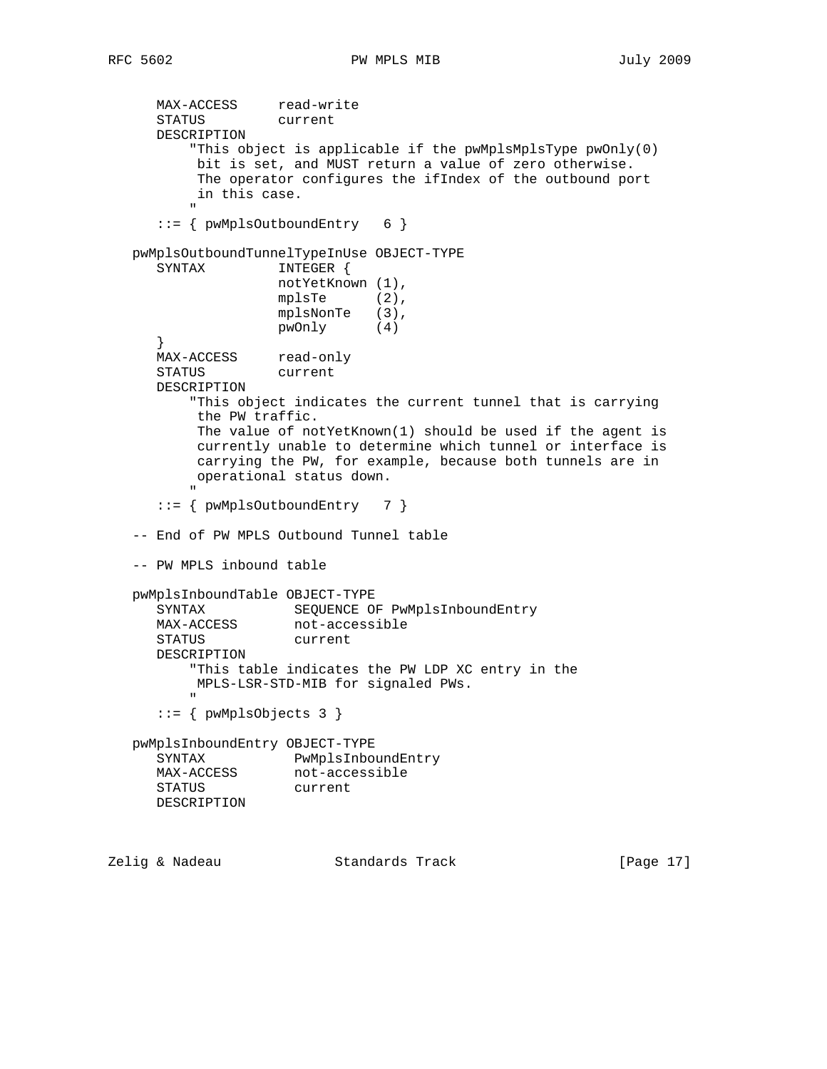```
      MAX-ACCESS     read-write
      STATUS         current
      DESCRIPTION
          "This object is applicable if the pwMplsMplsType pwOnly(0)
           bit is set, and MUST return a value of zero otherwise.
           The operator configures the ifIndex of the outbound port
           in this case.
          "
      ::= { pwMplsOutboundEntry   6 }

   pwMplsOutboundTunnelTypeInUse OBJECT-TYPE
      SYNTAX         INTEGER {
                     notYetKnown (1),
                     mplsTe      (2),
                     mplsNonTe   (3),
                     pwOnly      (4)
      }
      MAX-ACCESS     read-only
      STATUS         current
      DESCRIPTION
          "This object indicates the current tunnel that is carrying
           the PW traffic.
           The value of notYetKnown(1) should be used if the agent is
           currently unable to determine which tunnel or interface is
           carrying the PW, for example, because both tunnels are in
           operational status down.
          "
      ::= { pwMplsOutboundEntry   7 }

   -- End of PW MPLS Outbound Tunnel table

   -- PW MPLS inbound table

   pwMplsInboundTable OBJECT-TYPE
      SYNTAX           SEQUENCE OF PwMplsInboundEntry
      MAX-ACCESS       not-accessible
      STATUS           current
      DESCRIPTION
          "This table indicates the PW LDP XC entry in the
           MPLS-LSR-STD-MIB for signaled PWs.
          "
      ::= { pwMplsObjects 3 }

   pwMplsInboundEntry OBJECT-TYPE
      SYNTAX           PwMplsInboundEntry
      MAX-ACCESS       not-accessible
      STATUS           current
      DESCRIPTION
```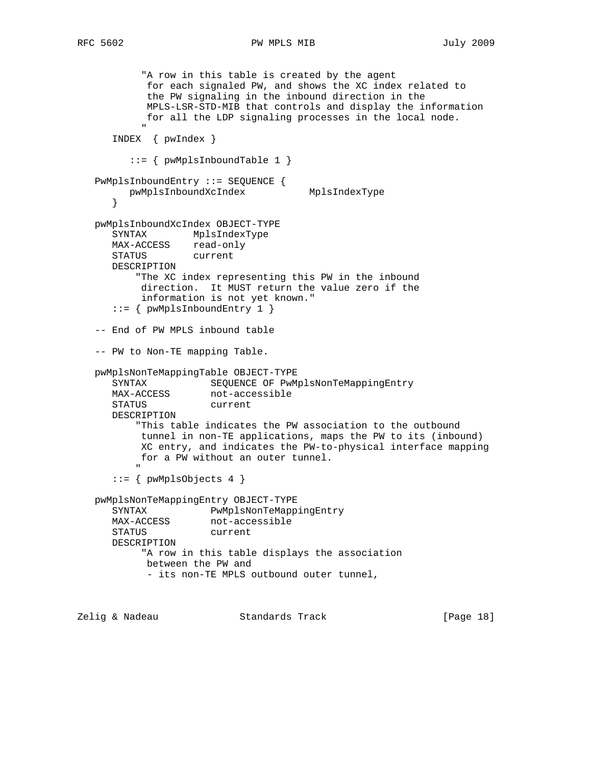```
          "A row in this table is created by the agent
           for each signaled PW, and shows the XC index related to
           the PW signaling in the inbound direction in the
           MPLS-LSR-STD-MIB that controls and display the information
           for all the LDP signaling processes in the local node.
          "
      INDEX  { pwIndex }

         ::= { pwMplsInboundTable 1 }

   PwMplsInboundEntry ::= SEQUENCE {
        pwMplsInboundXcIndex           MplsIndexType
      }

   pwMplsInboundXcIndex OBJECT-TYPE
      SYNTAX        MplsIndexType
      MAX-ACCESS    read-only
      STATUS        current
      DESCRIPTION
          "The XC index representing this PW in the inbound
           direction.  It MUST return the value zero if the
           information is not yet known."
      ::= { pwMplsInboundEntry 1 }

   -- End of PW MPLS inbound table

   -- PW to Non-TE mapping Table.

   pwMplsNonTeMappingTable OBJECT-TYPE
      SYNTAX           SEQUENCE OF PwMplsNonTeMappingEntry
      MAX-ACCESS       not-accessible
      STATUS           current
      DESCRIPTION
          "This table indicates the PW association to the outbound
           tunnel in non-TE applications, maps the PW to its (inbound)
           XC entry, and indicates the PW-to-physical interface mapping
           for a PW without an outer tunnel.
          "
      ::= { pwMplsObjects 4 }

   pwMplsNonTeMappingEntry OBJECT-TYPE
      SYNTAX           PwMplsNonTeMappingEntry
      MAX-ACCESS       not-accessible
      STATUS           current
      DESCRIPTION
           "A row in this table displays the association
            between the PW and
            - its non-TE MPLS outbound outer tunnel,
```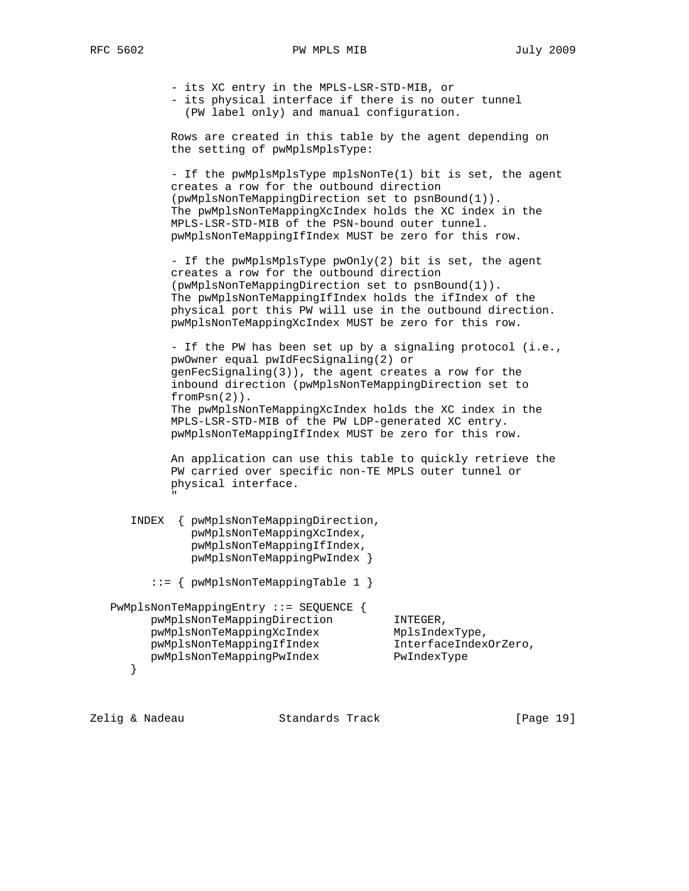```
          - its XC entry in the MPLS-LSR-STD-MIB, or
          - its physical interface if there is no outer tunnel
            (PW label only) and manual configuration.

          Rows are created in this table by the agent depending on
          the setting of pwMplsMplsType:

          - If the pwMplsMplsType mplsNonTe(1) bit is set, the agent
          creates a row for the outbound direction
          (pwMplsNonTeMappingDirection set to psnBound(1)).
          The pwMplsNonTeMappingXcIndex holds the XC index in the
          MPLS-LSR-STD-MIB of the PSN-bound outer tunnel.
          pwMplsNonTeMappingIfIndex MUST be zero for this row.

          - If the pwMplsMplsType pwOnly(2) bit is set, the agent
          creates a row for the outbound direction
          (pwMplsNonTeMappingDirection set to psnBound(1)).
          The pwMplsNonTeMappingIfIndex holds the ifIndex of the
          physical port this PW will use in the outbound direction.
          pwMplsNonTeMappingXcIndex MUST be zero for this row.

          - If the PW has been set up by a signaling protocol (i.e.,
          pwOwner equal pwIdFecSignaling(2) or
          genFecSignaling(3)), the agent creates a row for the
          inbound direction (pwMplsNonTeMappingDirection set to
          fromPsn(2)).
          The pwMplsNonTeMappingXcIndex holds the XC index in the
          MPLS-LSR-STD-MIB of the PW LDP-generated XC entry.
          pwMplsNonTeMappingIfIndex MUST be zero for this row.

          An application can use this table to quickly retrieve the
          PW carried over specific non-TE MPLS outer tunnel or
          physical interface.
          "

     INDEX  { pwMplsNonTeMappingDirection,
              pwMplsNonTeMappingXcIndex,
              pwMplsNonTeMappingIfIndex,
              pwMplsNonTeMappingPwIndex }

        ::= { pwMplsNonTeMappingTable 1 }

  PwMplsNonTeMappingEntry ::= SEQUENCE {
        pwMplsNonTeMappingDirection         INTEGER,
        pwMplsNonTeMappingXcIndex           MplsIndexType,
        pwMplsNonTeMappingIfIndex           InterfaceIndexOrZero,
        pwMplsNonTeMappingPwIndex           PwIndexType
     }
```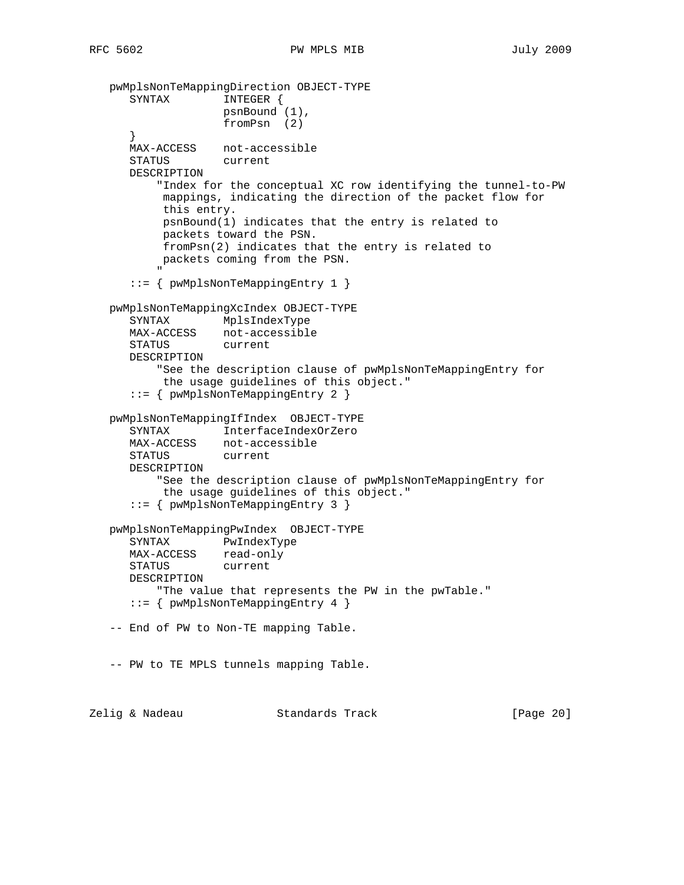```
   pwMplsNonTeMappingDirection OBJECT-TYPE
      SYNTAX        INTEGER {
                    psnBound (1),
                    fromPsn  (2)
      }
      MAX-ACCESS    not-accessible
      STATUS        current
      DESCRIPTION
          "Index for the conceptual XC row identifying the tunnel-to-PW
           mappings, indicating the direction of the packet flow for
           this entry.
           psnBound(1) indicates that the entry is related to
           packets toward the PSN.
           fromPsn(2) indicates that the entry is related to
           packets coming from the PSN.
          "
      ::= { pwMplsNonTeMappingEntry 1 }

   pwMplsNonTeMappingXcIndex OBJECT-TYPE
      SYNTAX        MplsIndexType
      MAX-ACCESS    not-accessible
      STATUS        current
      DESCRIPTION
          "See the description clause of pwMplsNonTeMappingEntry for
           the usage guidelines of this object."
      ::= { pwMplsNonTeMappingEntry 2 }

   pwMplsNonTeMappingIfIndex  OBJECT-TYPE
      SYNTAX        InterfaceIndexOrZero
      MAX-ACCESS    not-accessible
      STATUS        current
      DESCRIPTION
          "See the description clause of pwMplsNonTeMappingEntry for
           the usage guidelines of this object."
      ::= { pwMplsNonTeMappingEntry 3 }

   pwMplsNonTeMappingPwIndex  OBJECT-TYPE
      SYNTAX        PwIndexType
      MAX-ACCESS    read-only
      STATUS        current
      DESCRIPTION
          "The value that represents the PW in the pwTable."
      ::= { pwMplsNonTeMappingEntry 4 }

   -- End of PW to Non-TE mapping Table.


   -- PW to TE MPLS tunnels mapping Table.
```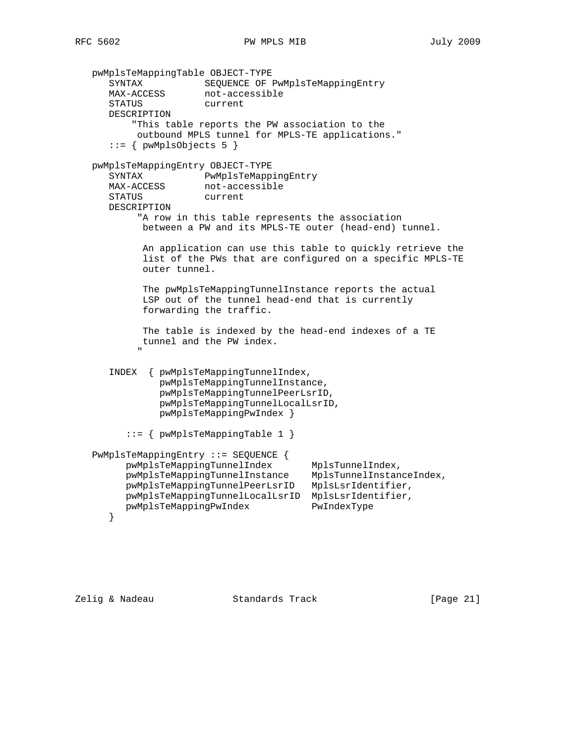```
   pwMplsTeMappingTable OBJECT-TYPE
      SYNTAX           SEQUENCE OF PwMplsTeMappingEntry
      MAX-ACCESS       not-accessible
      STATUS           current
      DESCRIPTION
          "This table reports the PW association to the
           outbound MPLS tunnel for MPLS-TE applications."
      ::= { pwMplsObjects 5 }

   pwMplsTeMappingEntry OBJECT-TYPE
      SYNTAX           PwMplsTeMappingEntry
      MAX-ACCESS       not-accessible
      STATUS           current
      DESCRIPTION
           "A row in this table represents the association
            between a PW and its MPLS-TE outer (head-end) tunnel.

            An application can use this table to quickly retrieve the
            list of the PWs that are configured on a specific MPLS-TE
            outer tunnel.

            The pwMplsTeMappingTunnelInstance reports the actual
            LSP out of the tunnel head-end that is currently
            forwarding the traffic.

            The table is indexed by the head-end indexes of a TE
            tunnel and the PW index.
           "

      INDEX  { pwMplsTeMappingTunnelIndex,
               pwMplsTeMappingTunnelInstance,
               pwMplsTeMappingTunnelPeerLsrID,
               pwMplsTeMappingTunnelLocalLsrID,
               pwMplsTeMappingPwIndex }

         ::= { pwMplsTeMappingTable 1 }

   PwMplsTeMappingEntry ::= SEQUENCE {
         pwMplsTeMappingTunnelIndex       MplsTunnelIndex,
         pwMplsTeMappingTunnelInstance    MplsTunnelInstanceIndex,
         pwMplsTeMappingTunnelPeerLsrID   MplsLsrIdentifier,
         pwMplsTeMappingTunnelLocalLsrID  MplsLsrIdentifier,
         pwMplsTeMappingPwIndex           PwIndexType
      }
```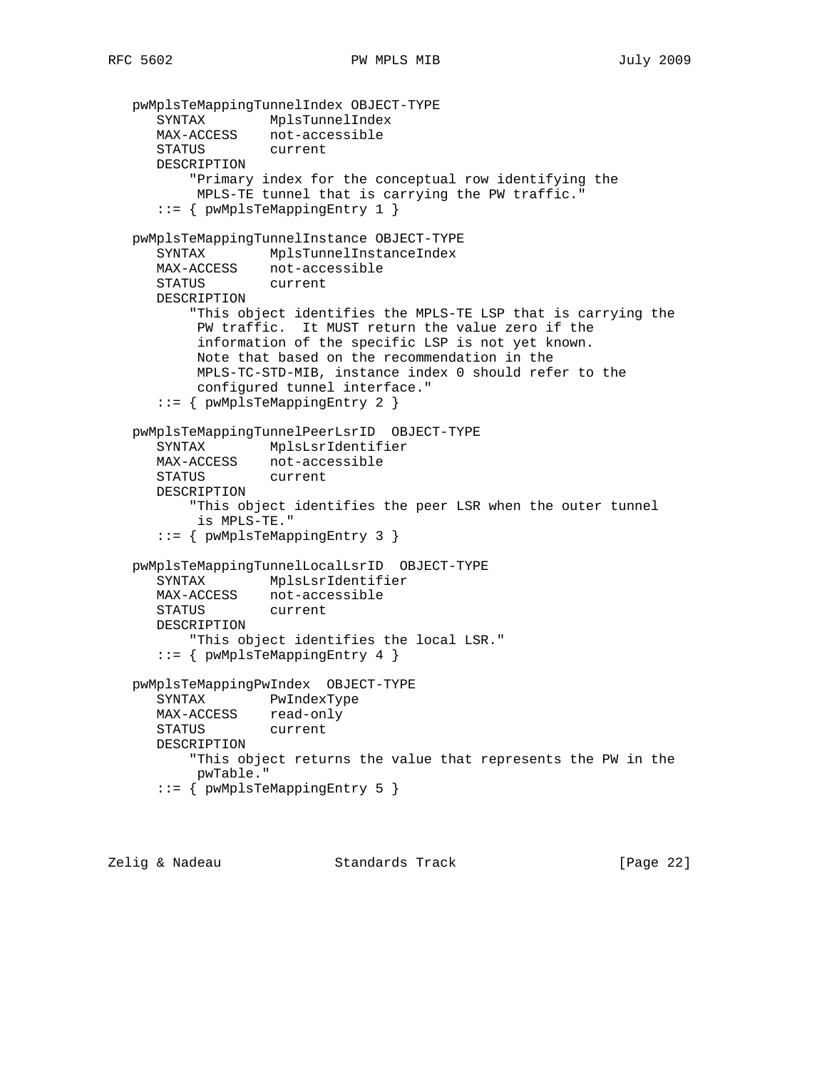```
   pwMplsTeMappingTunnelIndex OBJECT-TYPE
      SYNTAX        MplsTunnelIndex
      MAX-ACCESS    not-accessible
      STATUS        current
      DESCRIPTION
          "Primary index for the conceptual row identifying the
           MPLS-TE tunnel that is carrying the PW traffic."
      ::= { pwMplsTeMappingEntry 1 }

   pwMplsTeMappingTunnelInstance OBJECT-TYPE
      SYNTAX        MplsTunnelInstanceIndex
      MAX-ACCESS    not-accessible
      STATUS        current
      DESCRIPTION
          "This object identifies the MPLS-TE LSP that is carrying the
           PW traffic.  It MUST return the value zero if the
           information of the specific LSP is not yet known.
           Note that based on the recommendation in the
           MPLS-TC-STD-MIB, instance index 0 should refer to the
           configured tunnel interface."
      ::= { pwMplsTeMappingEntry 2 }

   pwMplsTeMappingTunnelPeerLsrID  OBJECT-TYPE
      SYNTAX        MplsLsrIdentifier
      MAX-ACCESS    not-accessible
      STATUS        current
      DESCRIPTION
          "This object identifies the peer LSR when the outer tunnel
           is MPLS-TE."
      ::= { pwMplsTeMappingEntry 3 }

   pwMplsTeMappingTunnelLocalLsrID  OBJECT-TYPE
      SYNTAX        MplsLsrIdentifier
      MAX-ACCESS    not-accessible
      STATUS        current
      DESCRIPTION
          "This object identifies the local LSR."
      ::= { pwMplsTeMappingEntry 4 }

   pwMplsTeMappingPwIndex  OBJECT-TYPE
      SYNTAX        PwIndexType
      MAX-ACCESS    read-only
      STATUS        current
      DESCRIPTION
          "This object returns the value that represents the PW in the
           pwTable."
      ::= { pwMplsTeMappingEntry 5 }
```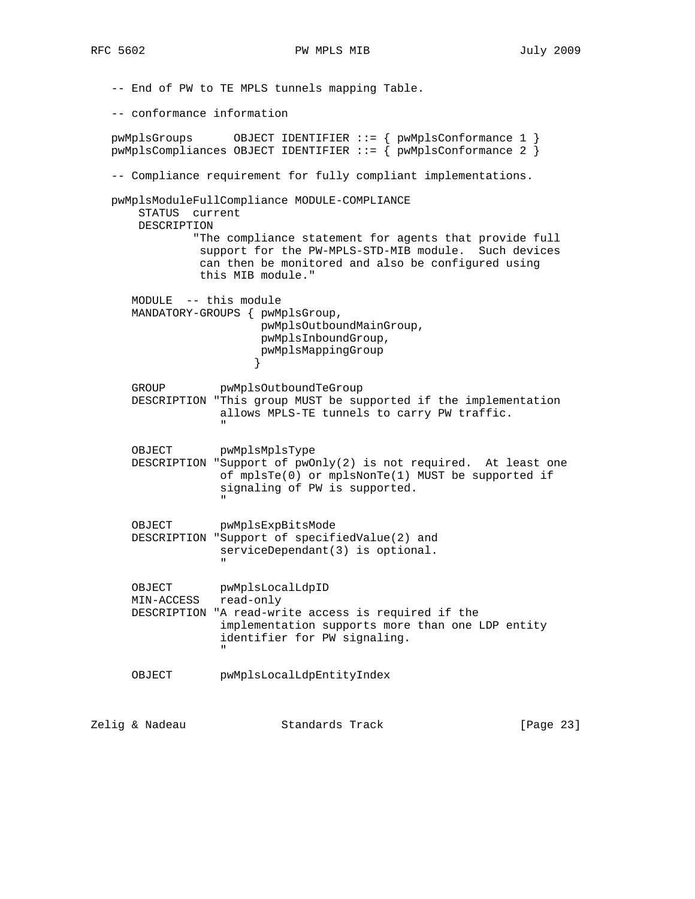```
   -- End of PW to TE MPLS tunnels mapping Table.

   -- conformance information

   pwMplsGroups      OBJECT IDENTIFIER ::= { pwMplsConformance 1 }
   pwMplsCompliances OBJECT IDENTIFIER ::= { pwMplsConformance 2 }

   -- Compliance requirement for fully compliant implementations.

   pwMplsModuleFullCompliance MODULE-COMPLIANCE
       STATUS  current
       DESCRIPTION
               "The compliance statement for agents that provide full
                support for the PW-MPLS-STD-MIB module.  Such devices
                can then be monitored and also be configured using
                this MIB module."

      MODULE  -- this module
      MANDATORY-GROUPS { pwMplsGroup,
                         pwMplsOutboundMainGroup,
                         pwMplsInboundGroup,
                         pwMplsMappingGroup
                        }

      GROUP        pwMplsOutboundTeGroup
      DESCRIPTION "This group MUST be supported if the implementation
                   allows MPLS-TE tunnels to carry PW traffic.
                   "

      OBJECT       pwMplsMplsType
      DESCRIPTION "Support of pwOnly(2) is not required.  At least one
                   of mplsTe(0) or mplsNonTe(1) MUST be supported if
                   signaling of PW is supported.
                   "

      OBJECT       pwMplsExpBitsMode
      DESCRIPTION "Support of specifiedValue(2) and
                   serviceDependant(3) is optional.
                   "

      OBJECT       pwMplsLocalLdpID
      MIN-ACCESS   read-only
      DESCRIPTION "A read-write access is required if the
                   implementation supports more than one LDP entity
                   identifier for PW signaling.
                   "

      OBJECT       pwMplsLocalLdpEntityIndex
```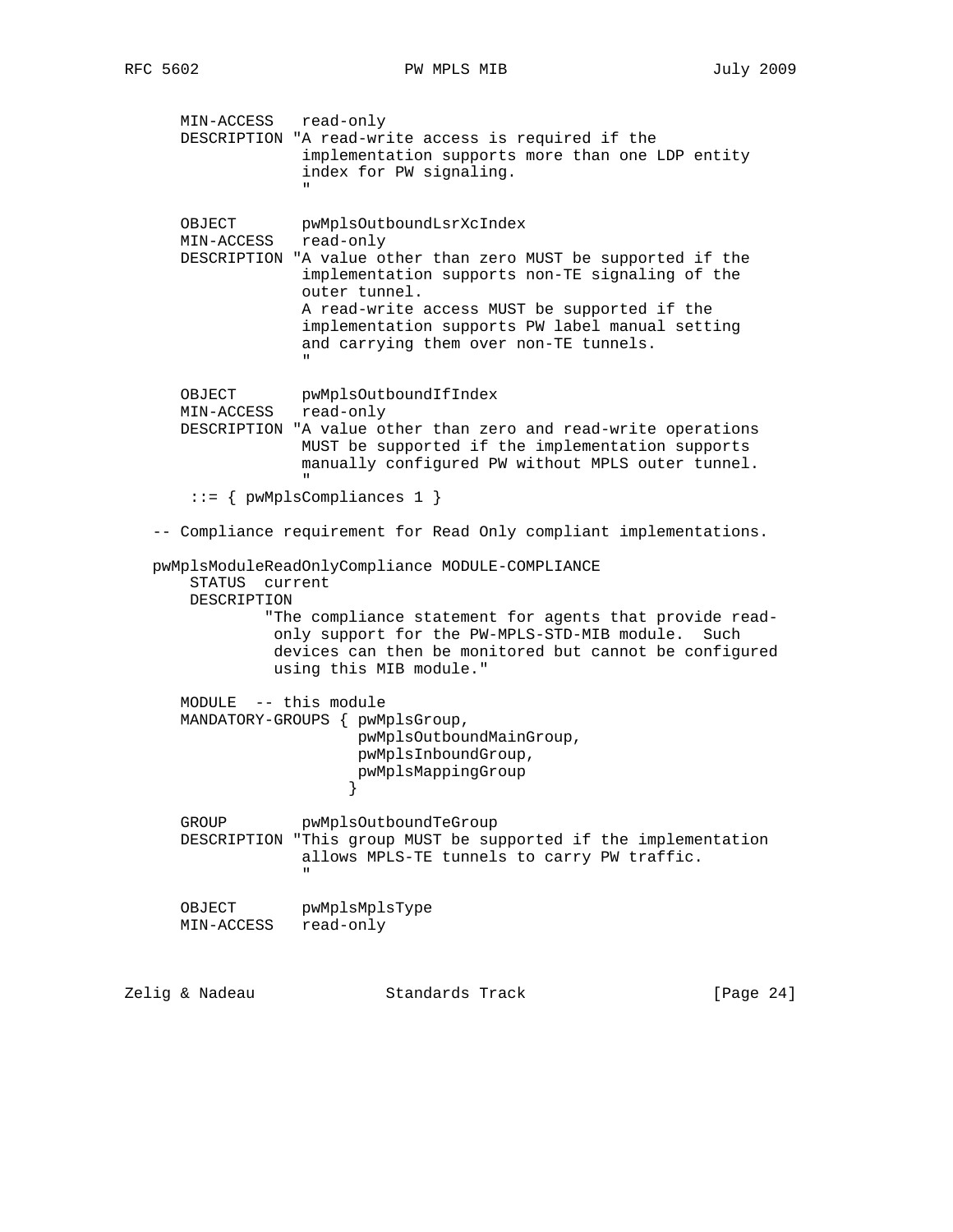```
      MIN-ACCESS   read-only
      DESCRIPTION "A read-write access is required if the
                   implementation supports more than one LDP entity
                   index for PW signaling.
                   "

      OBJECT       pwMplsOutboundLsrXcIndex
      MIN-ACCESS   read-only
      DESCRIPTION "A value other than zero MUST be supported if the
                   implementation supports non-TE signaling of the
                   outer tunnel.
                   A read-write access MUST be supported if the
                   implementation supports PW label manual setting
                   and carrying them over non-TE tunnels.
                   "

      OBJECT       pwMplsOutboundIfIndex
      MIN-ACCESS   read-only
      DESCRIPTION "A value other than zero and read-write operations
                   MUST be supported if the implementation supports
                   manually configured PW without MPLS outer tunnel.
                   "
       ::= { pwMplsCompliances 1 }

   -- Compliance requirement for Read Only compliant implementations.

   pwMplsModuleReadOnlyCompliance MODULE-COMPLIANCE
       STATUS  current
       DESCRIPTION
               "The compliance statement for agents that provide read-
                only support for the PW-MPLS-STD-MIB module.  Such
                devices can then be monitored but cannot be configured
                using this MIB module."

      MODULE  -- this module
      MANDATORY-GROUPS { pwMplsGroup,
                         pwMplsOutboundMainGroup,
                         pwMplsInboundGroup,
                         pwMplsMappingGroup
                        }

      GROUP        pwMplsOutboundTeGroup
      DESCRIPTION "This group MUST be supported if the implementation
                   allows MPLS-TE tunnels to carry PW traffic.
                   "

      OBJECT       pwMplsMplsType
      MIN-ACCESS   read-only
```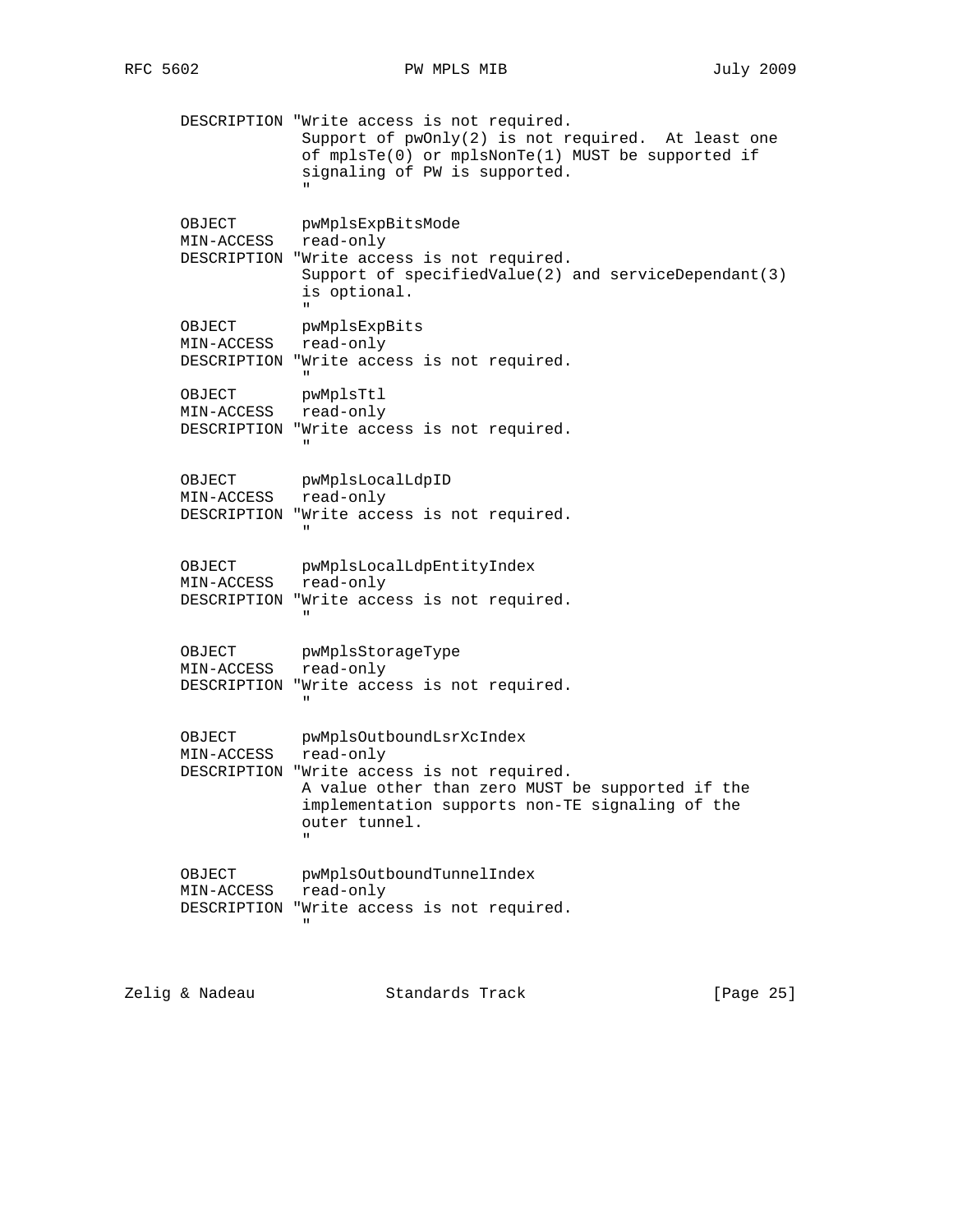```
      DESCRIPTION "Write access is not required.
                   Support of pwOnly(2) is not required.  At least one
                   of mplsTe(0) or mplsNonTe(1) MUST be supported if
                   signaling of PW is supported.
                   "

      OBJECT       pwMplsExpBitsMode
      MIN-ACCESS   read-only
      DESCRIPTION "Write access is not required.
                   Support of specifiedValue(2) and serviceDependant(3)
                   is optional.
                   "
      OBJECT       pwMplsExpBits
      MIN-ACCESS   read-only
      DESCRIPTION "Write access is not required.
                   "
      OBJECT       pwMplsTtl
      MIN-ACCESS   read-only
      DESCRIPTION "Write access is not required.
                   "

      OBJECT       pwMplsLocalLdpID
      MIN-ACCESS   read-only
      DESCRIPTION "Write access is not required.
                   "

      OBJECT       pwMplsLocalLdpEntityIndex
      MIN-ACCESS   read-only
      DESCRIPTION "Write access is not required.
                   "

      OBJECT       pwMplsStorageType
      MIN-ACCESS   read-only
      DESCRIPTION "Write access is not required.
                   "

      OBJECT       pwMplsOutboundLsrXcIndex
      MIN-ACCESS   read-only
      DESCRIPTION "Write access is not required.
                   A value other than zero MUST be supported if the
                   implementation supports non-TE signaling of the
                   outer tunnel.
                   "

      OBJECT       pwMplsOutboundTunnelIndex
      MIN-ACCESS   read-only
      DESCRIPTION "Write access is not required.
                   "
```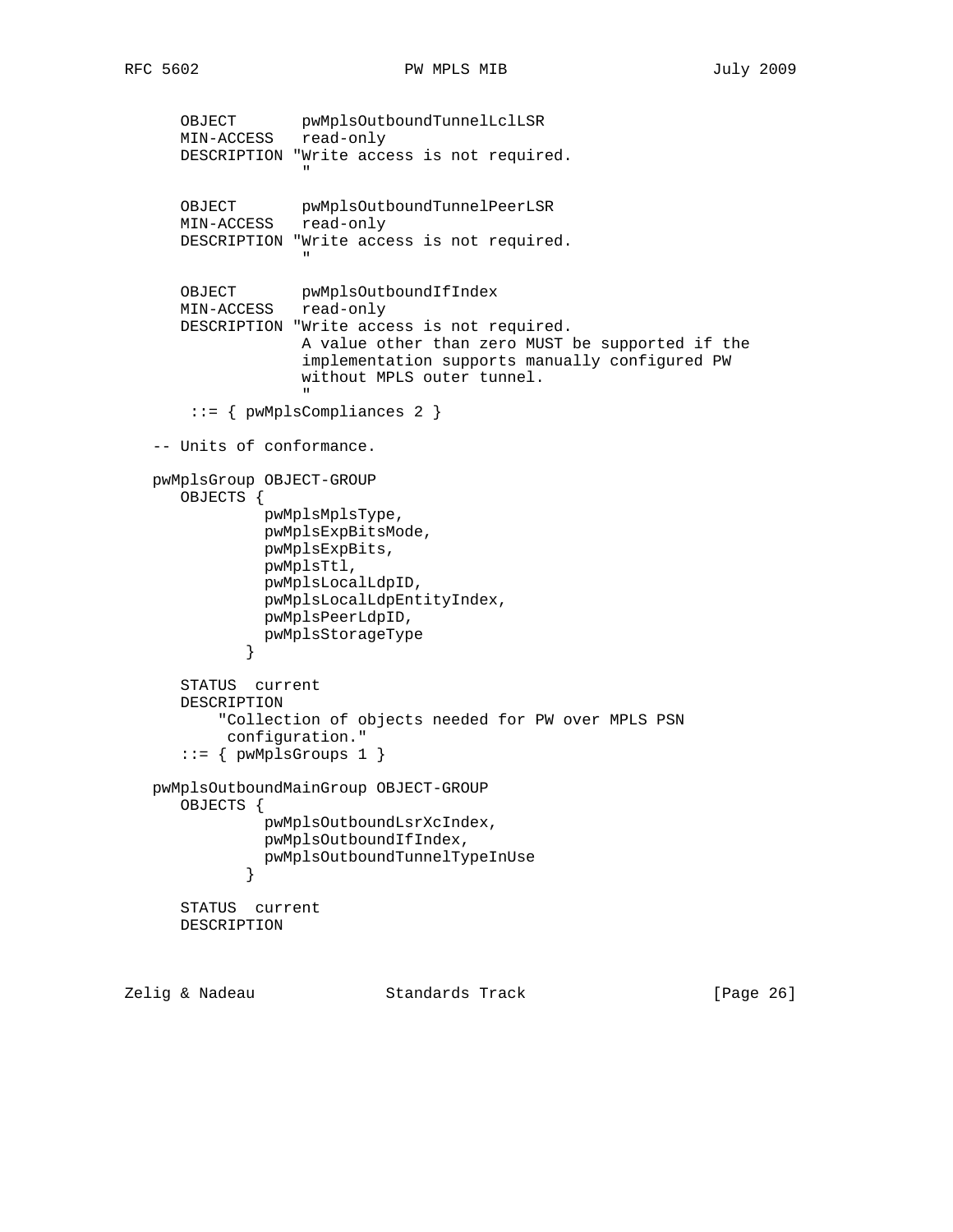```
      OBJECT       pwMplsOutboundTunnelLclLSR
      MIN-ACCESS   read-only
      DESCRIPTION "Write access is not required.
                  "

      OBJECT       pwMplsOutboundTunnelPeerLSR
      MIN-ACCESS   read-only
      DESCRIPTION "Write access is not required.
                  "

      OBJECT       pwMplsOutboundIfIndex
      MIN-ACCESS   read-only
      DESCRIPTION "Write access is not required.
                  A value other than zero MUST be supported if the
                  implementation supports manually configured PW
                  without MPLS outer tunnel.
                  "
       ::= { pwMplsCompliances 2 }

   -- Units of conformance.

   pwMplsGroup OBJECT-GROUP
      OBJECTS {
               pwMplsMplsType,
               pwMplsExpBitsMode,
               pwMplsExpBits,
               pwMplsTtl,
               pwMplsLocalLdpID,
               pwMplsLocalLdpEntityIndex,
               pwMplsPeerLdpID,
               pwMplsStorageType
             }

      STATUS  current
      DESCRIPTION
          "Collection of objects needed for PW over MPLS PSN
           configuration."
      ::= { pwMplsGroups 1 }

   pwMplsOutboundMainGroup OBJECT-GROUP
      OBJECTS {
               pwMplsOutboundLsrXcIndex,
               pwMplsOutboundIfIndex,
               pwMplsOutboundTunnelTypeInUse
             }

      STATUS  current
      DESCRIPTION
```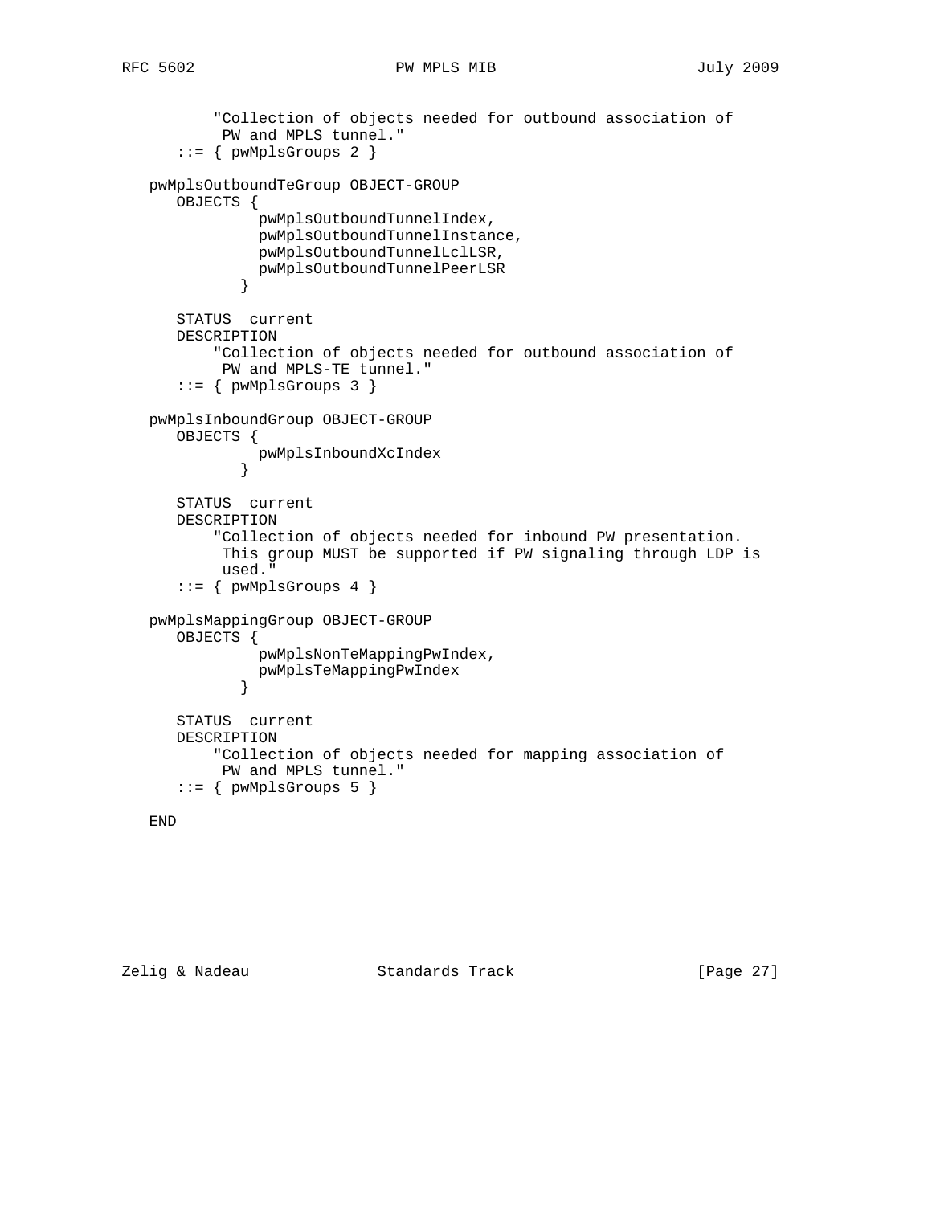```
          "Collection of objects needed for outbound association of
           PW and MPLS tunnel."
      ::= { pwMplsGroups 2 }

   pwMplsOutboundTeGroup OBJECT-GROUP
      OBJECTS {
               pwMplsOutboundTunnelIndex,
               pwMplsOutboundTunnelInstance,
               pwMplsOutboundTunnelLclLSR,
               pwMplsOutboundTunnelPeerLSR
             }

      STATUS  current
      DESCRIPTION
          "Collection of objects needed for outbound association of
           PW and MPLS-TE tunnel."
      ::= { pwMplsGroups 3 }

   pwMplsInboundGroup OBJECT-GROUP
      OBJECTS {
               pwMplsInboundXcIndex
             }

      STATUS  current
      DESCRIPTION
          "Collection of objects needed for inbound PW presentation.
           This group MUST be supported if PW signaling through LDP is
           used."
      ::= { pwMplsGroups 4 }

   pwMplsMappingGroup OBJECT-GROUP
      OBJECTS {
               pwMplsNonTeMappingPwIndex,
               pwMplsTeMappingPwIndex
             }

      STATUS  current
      DESCRIPTION
          "Collection of objects needed for mapping association of
           PW and MPLS tunnel."
      ::= { pwMplsGroups 5 }

   END
```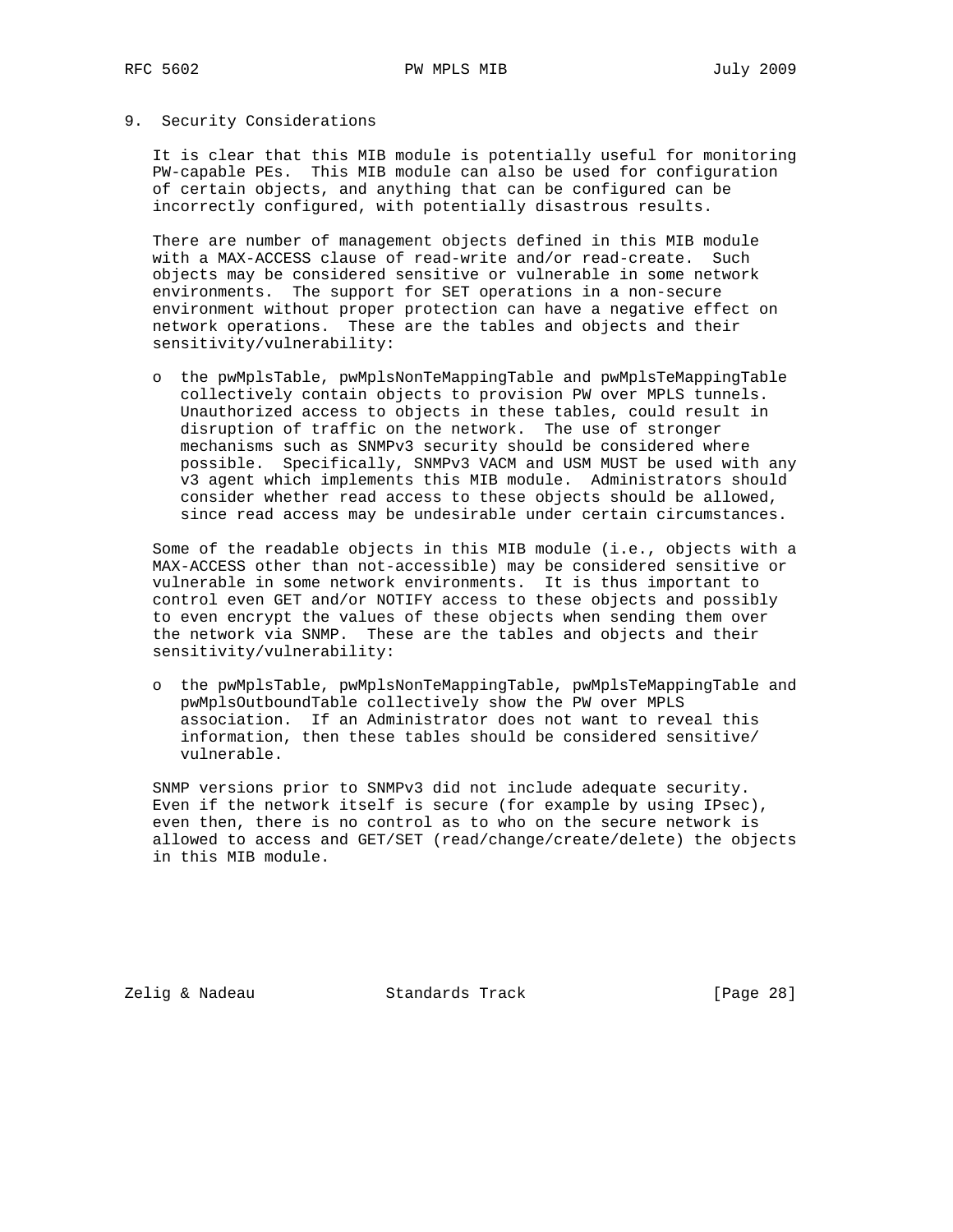## 9. Security Considerations

It is clear that this MIB module is potentially useful for monitoring PW-capable PEs. This MIB module can also be used for configuration of certain objects, and anything that can be configured can be incorrectly configured, with potentially disastrous results.

There are number of management objects defined in this MIB module with a MAX-ACCESS clause of read-write and/or read-create. Such objects may be considered sensitive or vulnerable in some network environments. The support for SET operations in a non-secure environment without proper protection can have a negative effect on network operations. These are the tables and objects and their sensitivity/vulnerability:

- the pwMplsTable, pwMplsNonTeMappingTable and pwMplsTeMappingTable collectively contain objects to provision PW over MPLS tunnels. Unauthorized access to objects in these tables, could result in disruption of traffic on the network. The use of stronger mechanisms such as SNMPv3 security should be considered where possible. Specifically, SNMPv3 VACM and USM MUST be used with any v3 agent which implements this MIB module. Administrators should consider whether read access to these objects should be allowed, since read access may be undesirable under certain circumstances.

Some of the readable objects in this MIB module (i.e., objects with a MAX-ACCESS other than not-accessible) may be considered sensitive or vulnerable in some network environments. It is thus important to control even GET and/or NOTIFY access to these objects and possibly to even encrypt the values of these objects when sending them over the network via SNMP. These are the tables and objects and their sensitivity/vulnerability:

- the pwMplsTable, pwMplsNonTeMappingTable, pwMplsTeMappingTable and pwMplsOutboundTable collectively show the PW over MPLS association. If an Administrator does not want to reveal this information, then these tables should be considered sensitive/ vulnerable.

SNMP versions prior to SNMPv3 did not include adequate security. Even if the network itself is secure (for example by using IPsec), even then, there is no control as to who on the secure network is allowed to access and GET/SET (read/change/create/delete) the objects in this MIB module.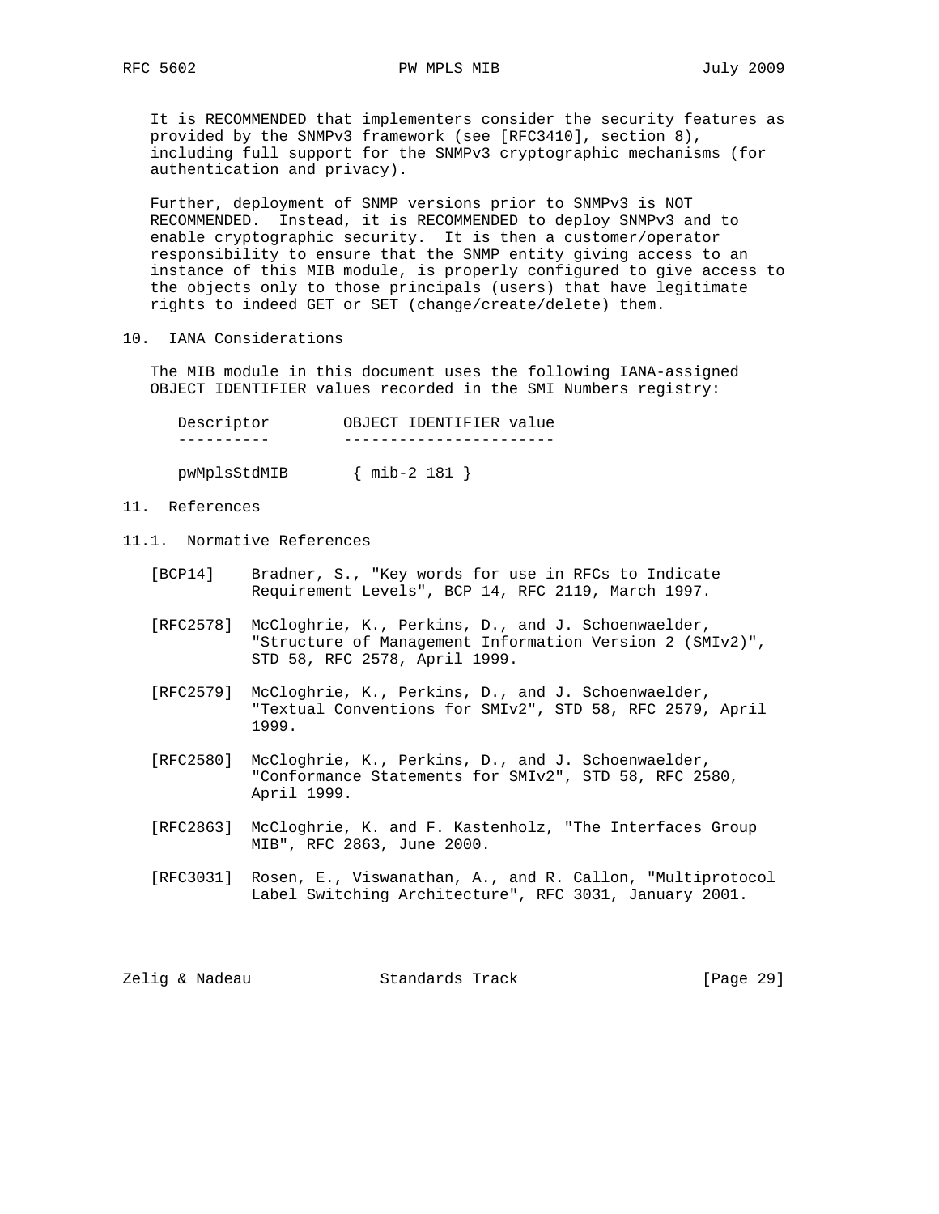It is RECOMMENDED that implementers consider the security features as provided by the SNMPv3 framework (see [RFC3410], section 8), including full support for the SNMPv3 cryptographic mechanisms (for authentication and privacy).

Further, deployment of SNMP versions prior to SNMPv3 is NOT RECOMMENDED. Instead, it is RECOMMENDED to deploy SNMPv3 and to enable cryptographic security. It is then a customer/operator responsibility to ensure that the SNMP entity giving access to an instance of this MIB module, is properly configured to give access to the objects only to those principals (users) that have legitimate rights to indeed GET or SET (change/create/delete) them.

## 10. IANA Considerations

The MIB module in this document uses the following IANA-assigned OBJECT IDENTIFIER values recorded in the SMI Numbers registry:

| Descriptor | OBJECT IDENTIFIER value |
| --- | --- |
| pwMplsStdMIB | { mib-2 181 } |

## 11. References

### 11.1. Normative References

[BCP14] Bradner, S., "Key words for use in RFCs to Indicate Requirement Levels", BCP 14, RFC 2119, March 1997.

[RFC2578] McCloghrie, K., Perkins, D., and J. Schoenwaelder, "Structure of Management Information Version 2 (SMIv2)", STD 58, RFC 2578, April 1999.

[RFC2579] McCloghrie, K., Perkins, D., and J. Schoenwaelder, "Textual Conventions for SMIv2", STD 58, RFC 2579, April 1999.

[RFC2580] McCloghrie, K., Perkins, D., and J. Schoenwaelder, "Conformance Statements for SMIv2", STD 58, RFC 2580, April 1999.

[RFC2863] McCloghrie, K. and F. Kastenholz, "The Interfaces Group MIB", RFC 2863, June 2000.

[RFC3031] Rosen, E., Viswanathan, A., and R. Callon, "Multiprotocol Label Switching Architecture", RFC 3031, January 2001.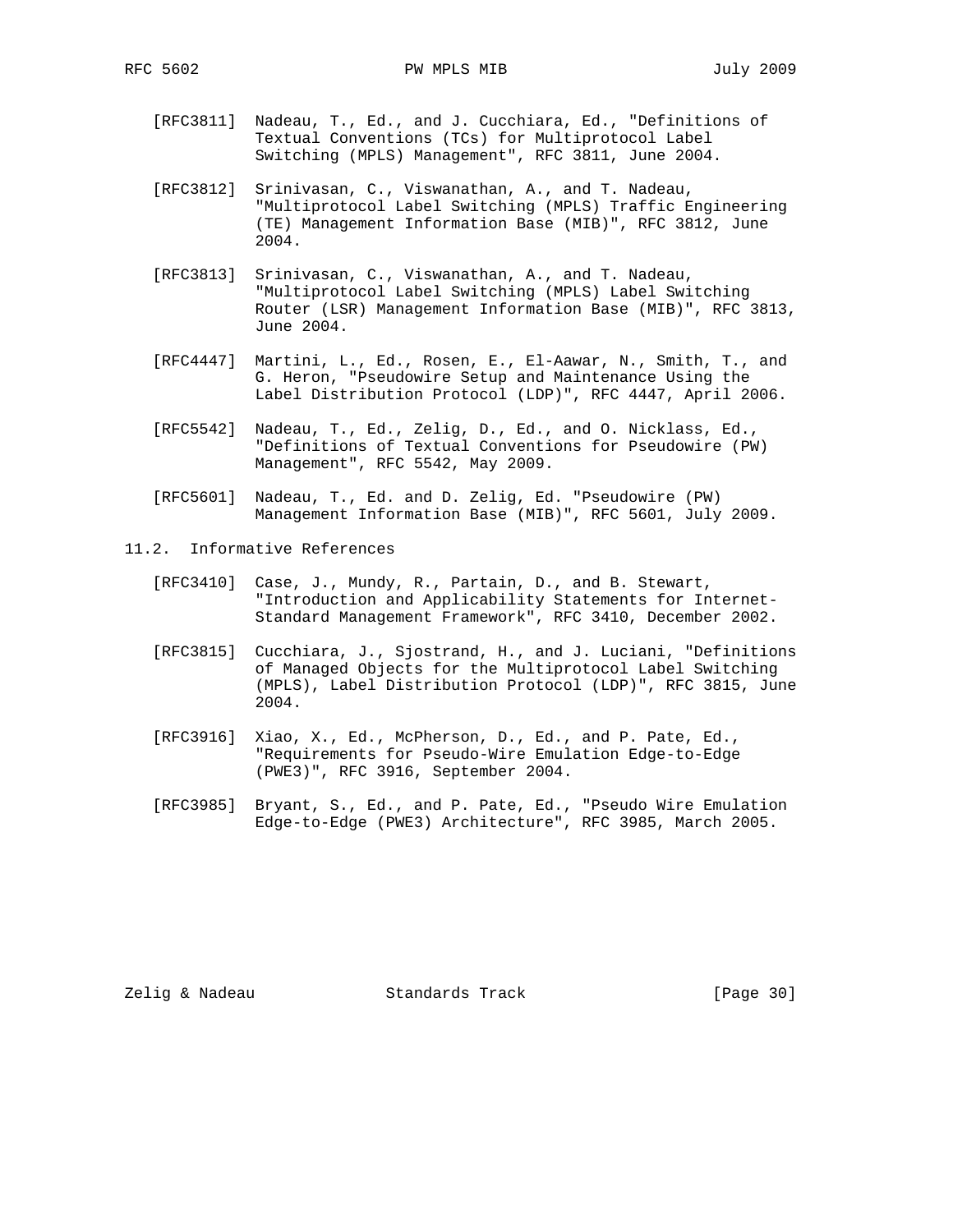[RFC3811] Nadeau, T., Ed., and J. Cucchiara, Ed., "Definitions of Textual Conventions (TCs) for Multiprotocol Label Switching (MPLS) Management", RFC 3811, June 2004.

[RFC3812] Srinivasan, C., Viswanathan, A., and T. Nadeau, "Multiprotocol Label Switching (MPLS) Traffic Engineering (TE) Management Information Base (MIB)", RFC 3812, June 2004.

[RFC3813] Srinivasan, C., Viswanathan, A., and T. Nadeau, "Multiprotocol Label Switching (MPLS) Label Switching Router (LSR) Management Information Base (MIB)", RFC 3813, June 2004.

[RFC4447] Martini, L., Ed., Rosen, E., El-Aawar, N., Smith, T., and G. Heron, "Pseudowire Setup and Maintenance Using the Label Distribution Protocol (LDP)", RFC 4447, April 2006.

[RFC5542] Nadeau, T., Ed., Zelig, D., Ed., and O. Nicklass, Ed., "Definitions of Textual Conventions for Pseudowire (PW) Management", RFC 5542, May 2009.

[RFC5601] Nadeau, T., Ed. and D. Zelig, Ed. "Pseudowire (PW) Management Information Base (MIB)", RFC 5601, July 2009.

### 11.2. Informative References

[RFC3410] Case, J., Mundy, R., Partain, D., and B. Stewart, "Introduction and Applicability Statements for Internet-Standard Management Framework", RFC 3410, December 2002.

[RFC3815] Cucchiara, J., Sjostrand, H., and J. Luciani, "Definitions of Managed Objects for the Multiprotocol Label Switching (MPLS), Label Distribution Protocol (LDP)", RFC 3815, June 2004.

[RFC3916] Xiao, X., Ed., McPherson, D., Ed., and P. Pate, Ed., "Requirements for Pseudo-Wire Emulation Edge-to-Edge (PWE3)", RFC 3916, September 2004.

[RFC3985] Bryant, S., Ed., and P. Pate, Ed., "Pseudo Wire Emulation Edge-to-Edge (PWE3) Architecture", RFC 3985, March 2005.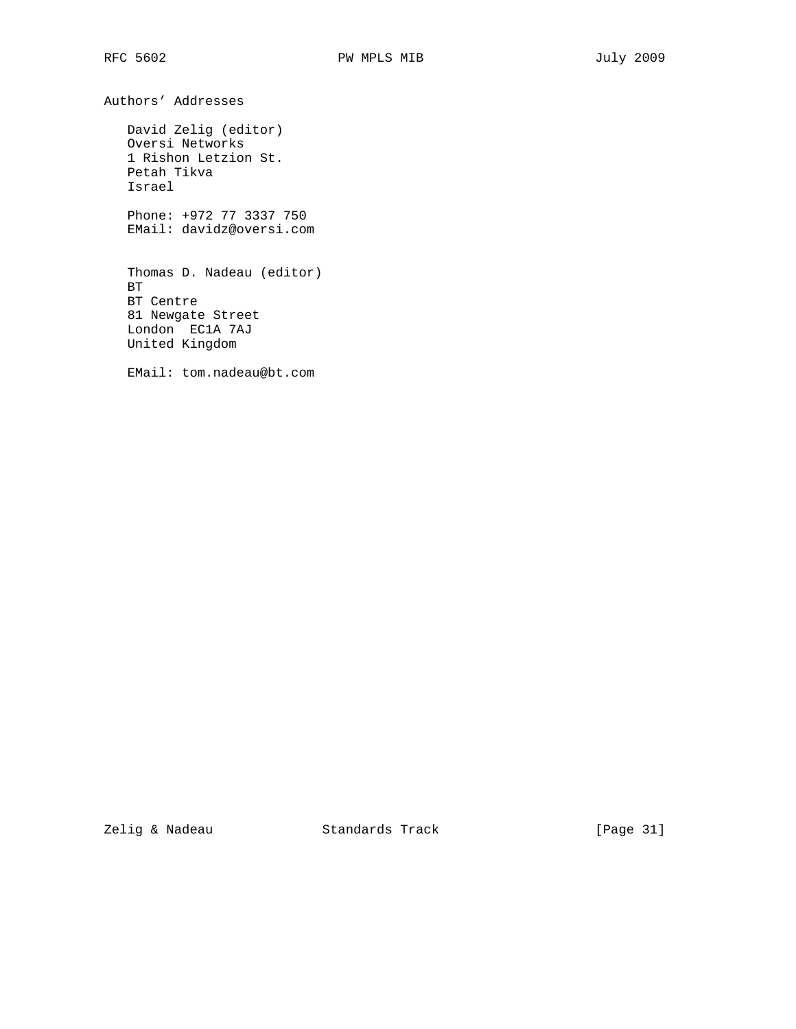## Authors' Addresses

David Zelig (editor)
Oversi Networks
1 Rishon Letzion St.
Petah Tikva
Israel

Phone: +972 77 3337 750
EMail: davidz@oversi.com

Thomas D. Nadeau (editor)
BT
BT Centre
81 Newgate Street
London EC1A 7AJ
United Kingdom

EMail: tom.nadeau@bt.com